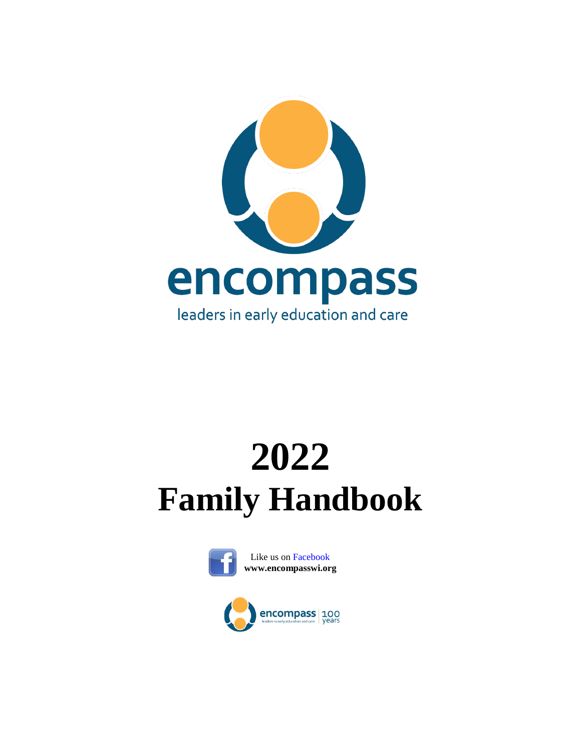encompass

leaders in early education and care

# 2022
# Family Handbook

Like us on Facebook
**www.encompasswi.org**

encompass | 100 years

leaders in early education and care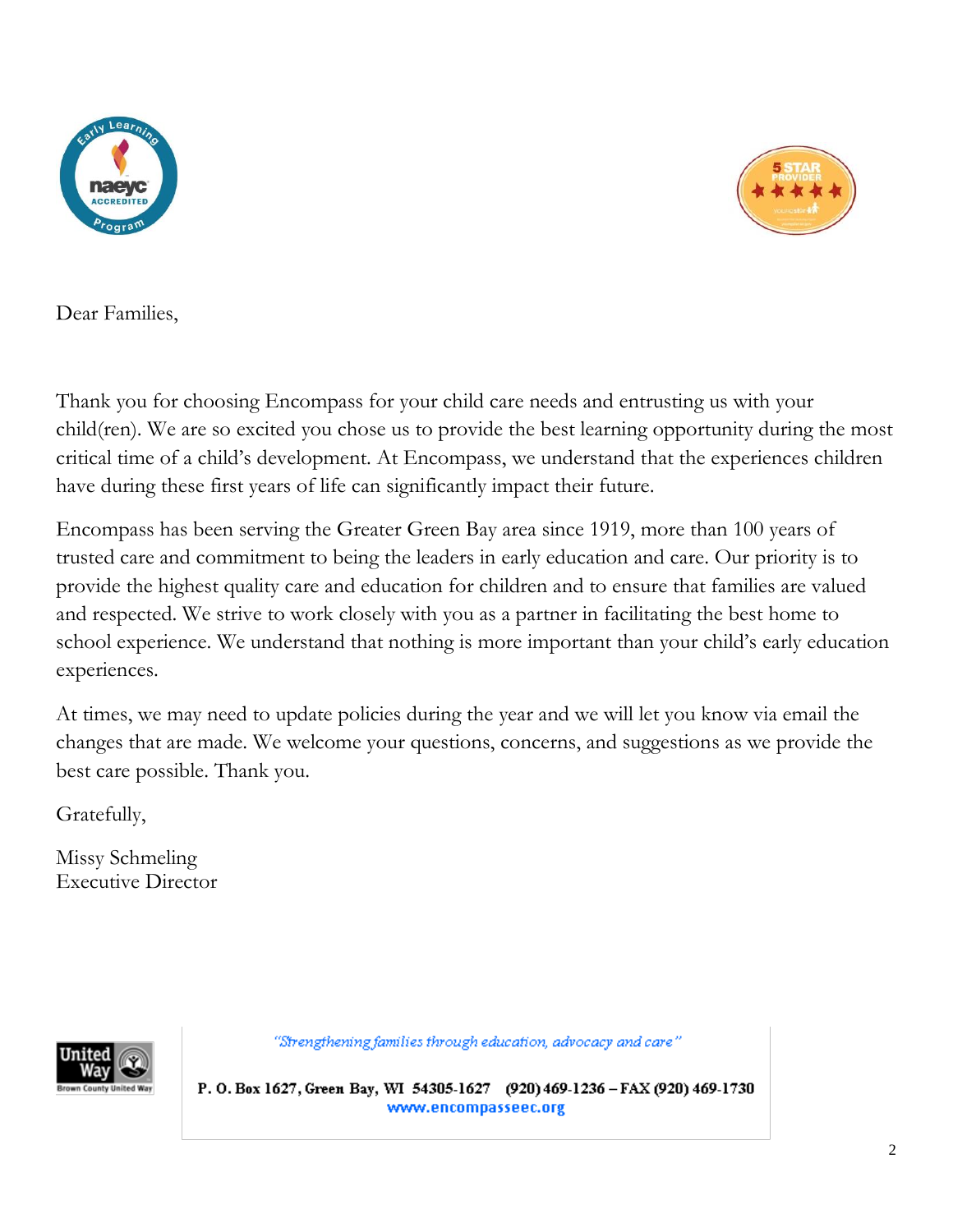Dear Families,

Thank you for choosing Encompass for your child care needs and entrusting us with your child(ren). We are so excited you chose us to provide the best learning opportunity during the most critical time of a child's development. At Encompass, we understand that the experiences children have during these first years of life can significantly impact their future.

Encompass has been serving the Greater Green Bay area since 1919, more than 100 years of trusted care and commitment to being the leaders in early education and care. Our priority is to provide the highest quality care and education for children and to ensure that families are valued and respected. We strive to work closely with you as a partner in facilitating the best home to school experience. We understand that nothing is more important than your child's early education experiences.

At times, we may need to update policies during the year and we will let you know via email the changes that are made. We welcome your questions, concerns, and suggestions as we provide the best care possible. Thank you.

Gratefully,

Missy Schmeling
Executive Director

*"Strengthening families through education, advocacy and care"*

**P. O. Box 1627, Green Bay, WI 54305-1627 (920) 469-1236 – FAX (920) 469-1730**
www.encompasseec.org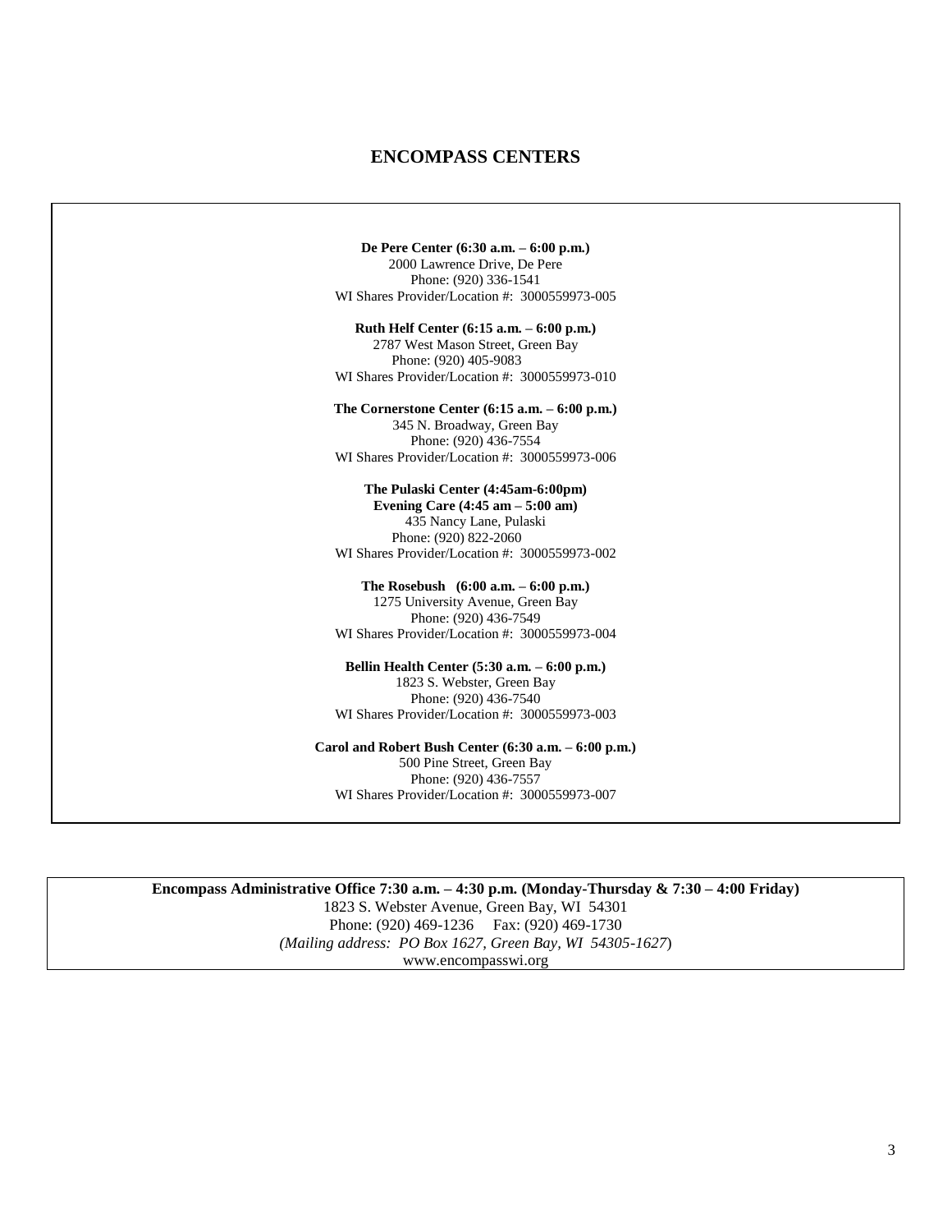# ENCOMPASS CENTERS

**De Pere Center (6:30 a.m. – 6:00 p.m.)**
2000 Lawrence Drive, De Pere
Phone: (920) 336-1541
WI Shares Provider/Location #: 3000559973-005

**Ruth Helf Center (6:15 a.m. – 6:00 p.m.)**
2787 West Mason Street, Green Bay
Phone: (920) 405-9083
WI Shares Provider/Location #: 3000559973-010

**The Cornerstone Center (6:15 a.m. – 6:00 p.m.)**
345 N. Broadway, Green Bay
Phone: (920) 436-7554
WI Shares Provider/Location #: 3000559973-006

**The Pulaski Center (4:45am-6:00pm)**
**Evening Care (4:45 am – 5:00 am)**
435 Nancy Lane, Pulaski
Phone: (920) 822-2060
WI Shares Provider/Location #: 3000559973-002

**The Rosebush (6:00 a.m. – 6:00 p.m.)**
1275 University Avenue, Green Bay
Phone: (920) 436-7549
WI Shares Provider/Location #: 3000559973-004

**Bellin Health Center (5:30 a.m. – 6:00 p.m.)**
1823 S. Webster, Green Bay
Phone: (920) 436-7540
WI Shares Provider/Location #: 3000559973-003

**Carol and Robert Bush Center (6:30 a.m. – 6:00 p.m.)**
500 Pine Street, Green Bay
Phone: (920) 436-7557
WI Shares Provider/Location #: 3000559973-007

**Encompass Administrative Office 7:30 a.m. – 4:30 p.m. (Monday-Thursday & 7:30 – 4:00 Friday)**
1823 S. Webster Avenue, Green Bay, WI 54301
Phone: (920) 469-1236 Fax: (920) 469-1730
*(Mailing address: PO Box 1627, Green Bay, WI 54305-1627)*
www.encompasswi.org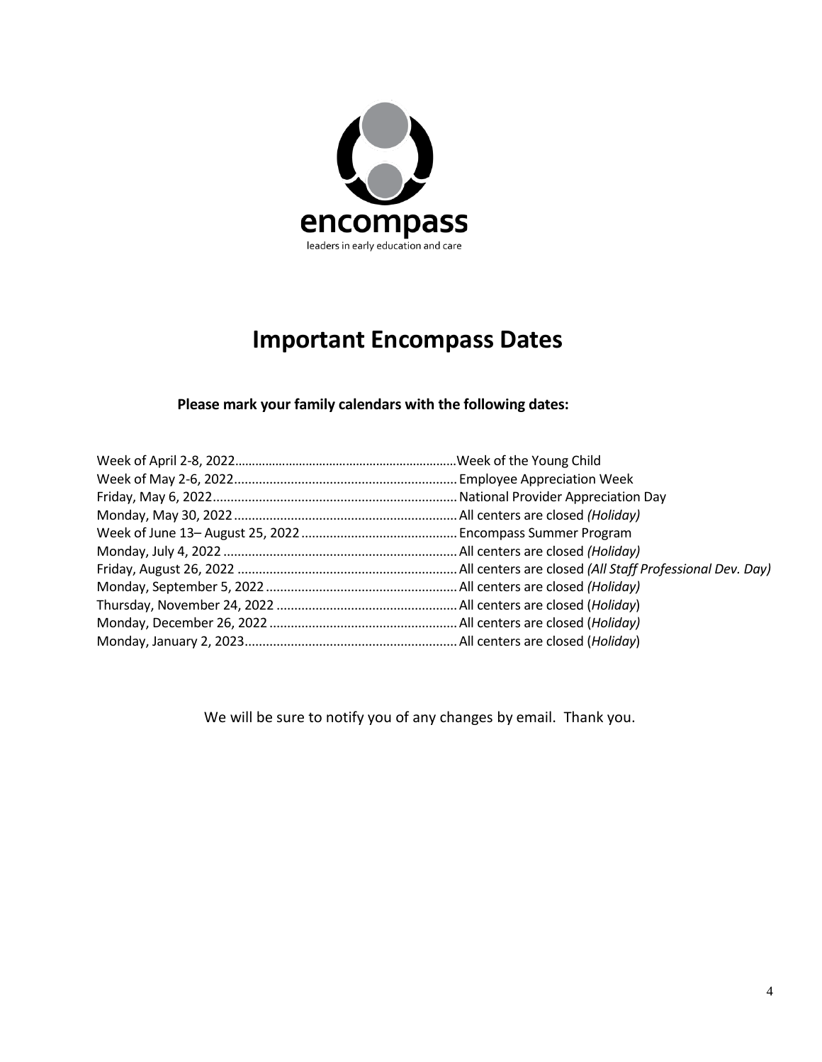encompass

leaders in early education and care

# Important Encompass Dates

**Please mark your family calendars with the following dates:**

Week of April 2-8, 2022……………………………………………………Week of the Young Child
Week of May 2-6, 2022..............................................................Employee Appreciation Week
Friday, May 6, 2022....................................................................National Provider Appreciation Day
Monday, May 30, 2022..............................................................All centers are closed *(Holiday)*
Week of June 13– August 25, 2022...........................................Encompass Summer Program
Monday, July 4, 2022.................................................................All centers are closed *(Holiday)*
Friday, August 26, 2022.............................................................All centers are closed *(All Staff Professional Dev. Day)*
Monday, September 5, 2022.....................................................All centers are closed *(Holiday)*
Thursday, November 24, 2022..................................................All centers are closed (*Holiday*)
Monday, December 26, 2022....................................................All centers are closed (*Holiday)*
Monday, January 2, 2023...........................................................All centers are closed (*Holiday*)

We will be sure to notify you of any changes by email. Thank you.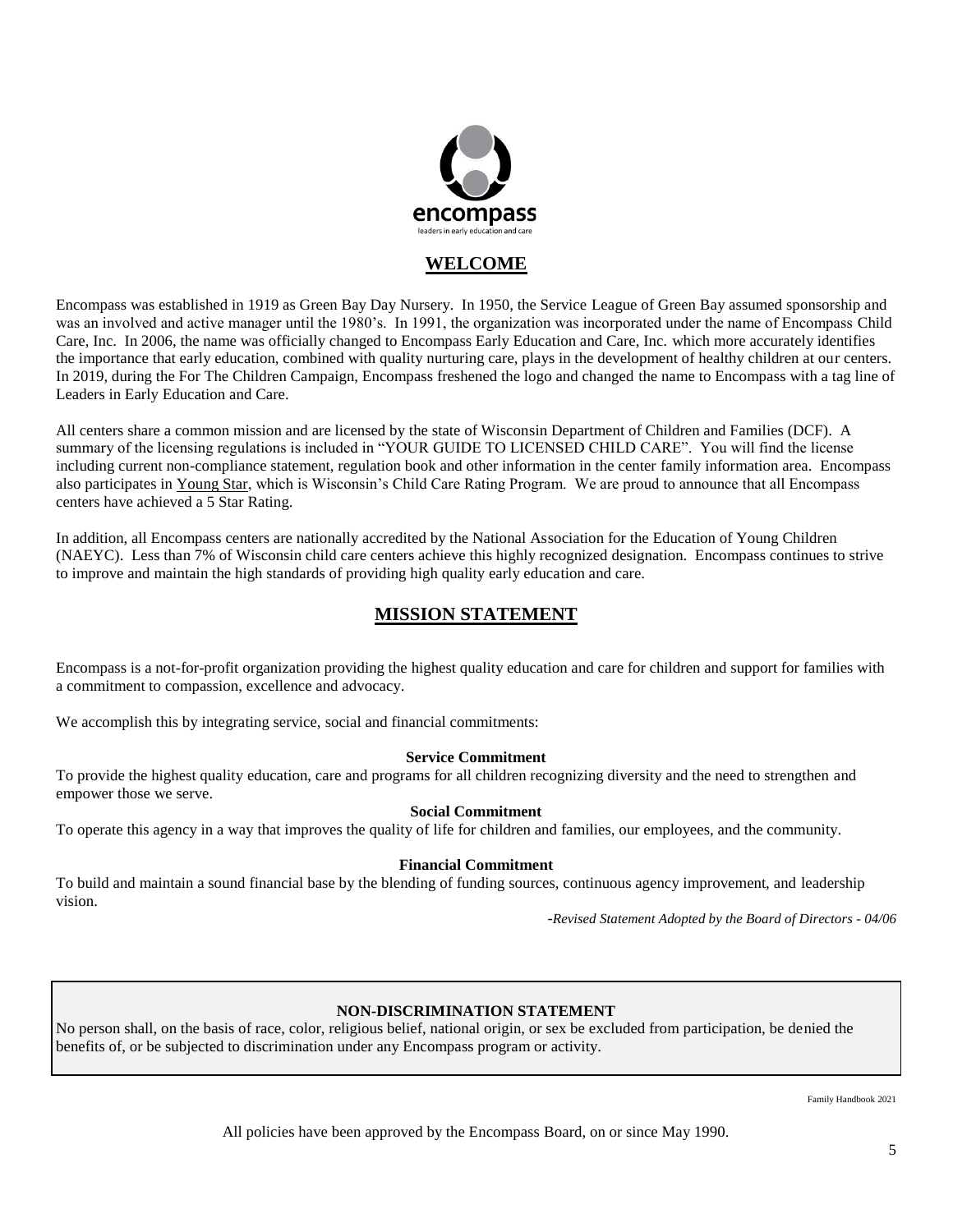## WELCOME

Encompass was established in 1919 as Green Bay Day Nursery. In 1950, the Service League of Green Bay assumed sponsorship and was an involved and active manager until the 1980's. In 1991, the organization was incorporated under the name of Encompass Child Care, Inc. In 2006, the name was officially changed to Encompass Early Education and Care, Inc. which more accurately identifies the importance that early education, combined with quality nurturing care, plays in the development of healthy children at our centers. In 2019, during the For The Children Campaign, Encompass freshened the logo and changed the name to Encompass with a tag line of Leaders in Early Education and Care.

All centers share a common mission and are licensed by the state of Wisconsin Department of Children and Families (DCF). A summary of the licensing regulations is included in "YOUR GUIDE TO LICENSED CHILD CARE". You will find the license including current non-compliance statement, regulation book and other information in the center family information area. Encompass also participates in Young Star, which is Wisconsin's Child Care Rating Program. We are proud to announce that all Encompass centers have achieved a 5 Star Rating.

In addition, all Encompass centers are nationally accredited by the National Association for the Education of Young Children (NAEYC). Less than 7% of Wisconsin child care centers achieve this highly recognized designation. Encompass continues to strive to improve and maintain the high standards of providing high quality early education and care.

## MISSION STATEMENT

Encompass is a not-for-profit organization providing the highest quality education and care for children and support for families with a commitment to compassion, excellence and advocacy.

We accomplish this by integrating service, social and financial commitments:

**Service Commitment**

To provide the highest quality education, care and programs for all children recognizing diversity and the need to strengthen and empower those we serve.

**Social Commitment**

To operate this agency in a way that improves the quality of life for children and families, our employees, and the community.

**Financial Commitment**

To build and maintain a sound financial base by the blending of funding sources, continuous agency improvement, and leadership vision.

*-Revised Statement Adopted by the Board of Directors - 04/06*

**NON-DISCRIMINATION STATEMENT**

No person shall, on the basis of race, color, religious belief, national origin, or sex be excluded from participation, be denied the benefits of, or be subjected to discrimination under any Encompass program or activity.

All policies have been approved by the Encompass Board, on or since May 1990.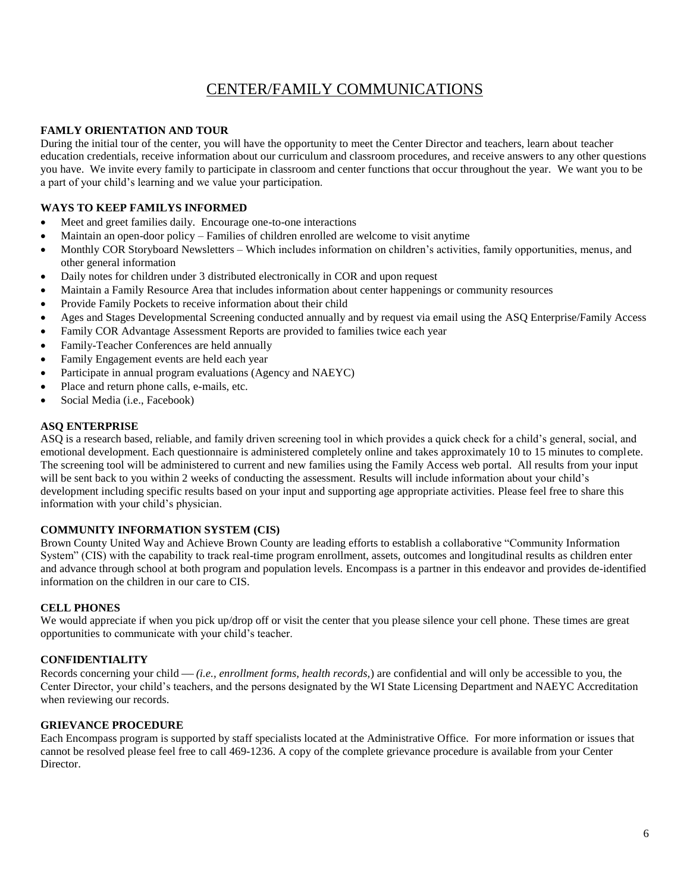# CENTER/FAMILY COMMUNICATIONS

### FAMLY ORIENTATION AND TOUR

During the initial tour of the center, you will have the opportunity to meet the Center Director and teachers, learn about teacher education credentials, receive information about our curriculum and classroom procedures, and receive answers to any other questions you have. We invite every family to participate in classroom and center functions that occur throughout the year. We want you to be a part of your child's learning and we value your participation.

### WAYS TO KEEP FAMILYS INFORMED

- Meet and greet families daily. Encourage one-to-one interactions
- Maintain an open-door policy – Families of children enrolled are welcome to visit anytime
- Monthly COR Storyboard Newsletters – Which includes information on children's activities, family opportunities, menus, and other general information
- Daily notes for children under 3 distributed electronically in COR and upon request
- Maintain a Family Resource Area that includes information about center happenings or community resources
- Provide Family Pockets to receive information about their child
- Ages and Stages Developmental Screening conducted annually and by request via email using the ASQ Enterprise/Family Access
- Family COR Advantage Assessment Reports are provided to families twice each year
- Family-Teacher Conferences are held annually
- Family Engagement events are held each year
- Participate in annual program evaluations (Agency and NAEYC)
- Place and return phone calls, e-mails, etc.
- Social Media (i.e., Facebook)

### ASQ ENTERPRISE

ASQ is a research based, reliable, and family driven screening tool in which provides a quick check for a child's general, social, and emotional development. Each questionnaire is administered completely online and takes approximately 10 to 15 minutes to complete. The screening tool will be administered to current and new families using the Family Access web portal. All results from your input will be sent back to you within 2 weeks of conducting the assessment. Results will include information about your child's development including specific results based on your input and supporting age appropriate activities. Please feel free to share this information with your child's physician.

### COMMUNITY INFORMATION SYSTEM (CIS)

Brown County United Way and Achieve Brown County are leading efforts to establish a collaborative "Community Information System" (CIS) with the capability to track real-time program enrollment, assets, outcomes and longitudinal results as children enter and advance through school at both program and population levels. Encompass is a partner in this endeavor and provides de-identified information on the children in our care to CIS.

### CELL PHONES

We would appreciate if when you pick up/drop off or visit the center that you please silence your cell phone. These times are great opportunities to communicate with your child's teacher.

### CONFIDENTIALITY

Records concerning your child — *(i.e., enrollment forms, health records,*) are confidential and will only be accessible to you, the Center Director, your child's teachers, and the persons designated by the WI State Licensing Department and NAEYC Accreditation when reviewing our records.

### GRIEVANCE PROCEDURE

Each Encompass program is supported by staff specialists located at the Administrative Office. For more information or issues that cannot be resolved please feel free to call 469-1236. A copy of the complete grievance procedure is available from your Center Director.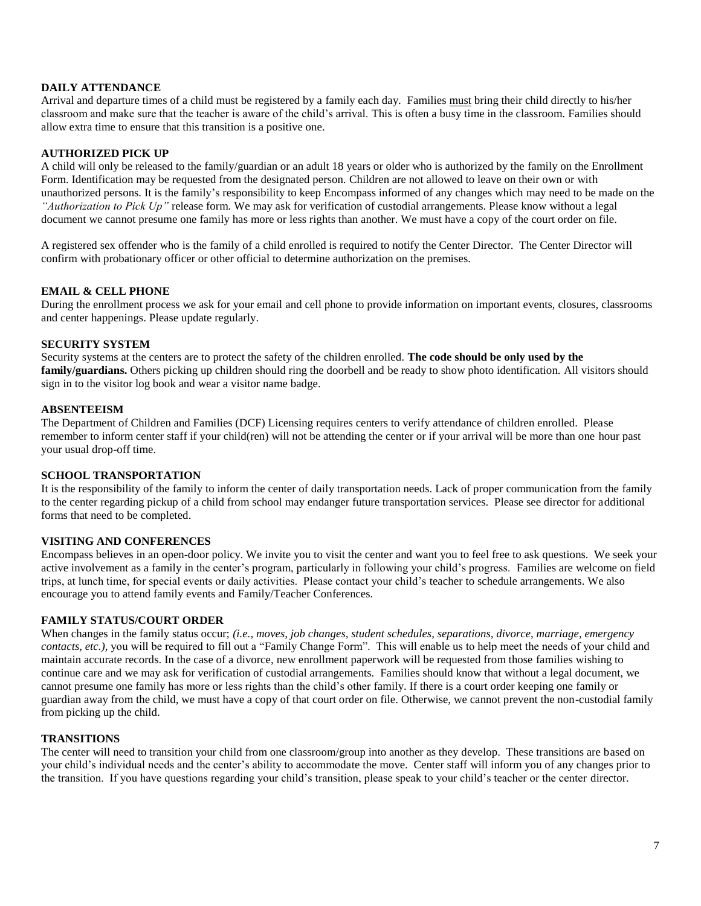### DAILY ATTENDANCE

Arrival and departure times of a child must be registered by a family each day. Families <u>must</u> bring their child directly to his/her classroom and make sure that the teacher is aware of the child's arrival. This is often a busy time in the classroom. Families should allow extra time to ensure that this transition is a positive one.

### AUTHORIZED PICK UP

A child will only be released to the family/guardian or an adult 18 years or older who is authorized by the family on the Enrollment Form. Identification may be requested from the designated person. Children are not allowed to leave on their own or with unauthorized persons. It is the family's responsibility to keep Encompass informed of any changes which may need to be made on the *"Authorization to Pick Up"* release form. We may ask for verification of custodial arrangements. Please know without a legal document we cannot presume one family has more or less rights than another. We must have a copy of the court order on file.

A registered sex offender who is the family of a child enrolled is required to notify the Center Director. The Center Director will confirm with probationary officer or other official to determine authorization on the premises.

### EMAIL & CELL PHONE

During the enrollment process we ask for your email and cell phone to provide information on important events, closures, classrooms and center happenings. Please update regularly.

### SECURITY SYSTEM

Security systems at the centers are to protect the safety of the children enrolled. **The code should be only used by the family/guardians.** Others picking up children should ring the doorbell and be ready to show photo identification. All visitors should sign in to the visitor log book and wear a visitor name badge.

### ABSENTEEISM

The Department of Children and Families (DCF) Licensing requires centers to verify attendance of children enrolled. Please remember to inform center staff if your child(ren) will not be attending the center or if your arrival will be more than one hour past your usual drop-off time.

### SCHOOL TRANSPORTATION

It is the responsibility of the family to inform the center of daily transportation needs. Lack of proper communication from the family to the center regarding pickup of a child from school may endanger future transportation services. Please see director for additional forms that need to be completed.

### VISITING AND CONFERENCES

Encompass believes in an open-door policy. We invite you to visit the center and want you to feel free to ask questions. We seek your active involvement as a family in the center's program, particularly in following your child's progress. Families are welcome on field trips, at lunch time, for special events or daily activities. Please contact your child's teacher to schedule arrangements. We also encourage you to attend family events and Family/Teacher Conferences.

### FAMILY STATUS/COURT ORDER

When changes in the family status occur; *(i.e., moves, job changes, student schedules, separations, divorce, marriage, emergency contacts, etc.),* you will be required to fill out a "Family Change Form". This will enable us to help meet the needs of your child and maintain accurate records. In the case of a divorce, new enrollment paperwork will be requested from those families wishing to continue care and we may ask for verification of custodial arrangements. Families should know that without a legal document, we cannot presume one family has more or less rights than the child's other family. If there is a court order keeping one family or guardian away from the child, we must have a copy of that court order on file. Otherwise, we cannot prevent the non-custodial family from picking up the child.

### TRANSITIONS

The center will need to transition your child from one classroom/group into another as they develop. These transitions are based on your child's individual needs and the center's ability to accommodate the move. Center staff will inform you of any changes prior to the transition. If you have questions regarding your child's transition, please speak to your child's teacher or the center director.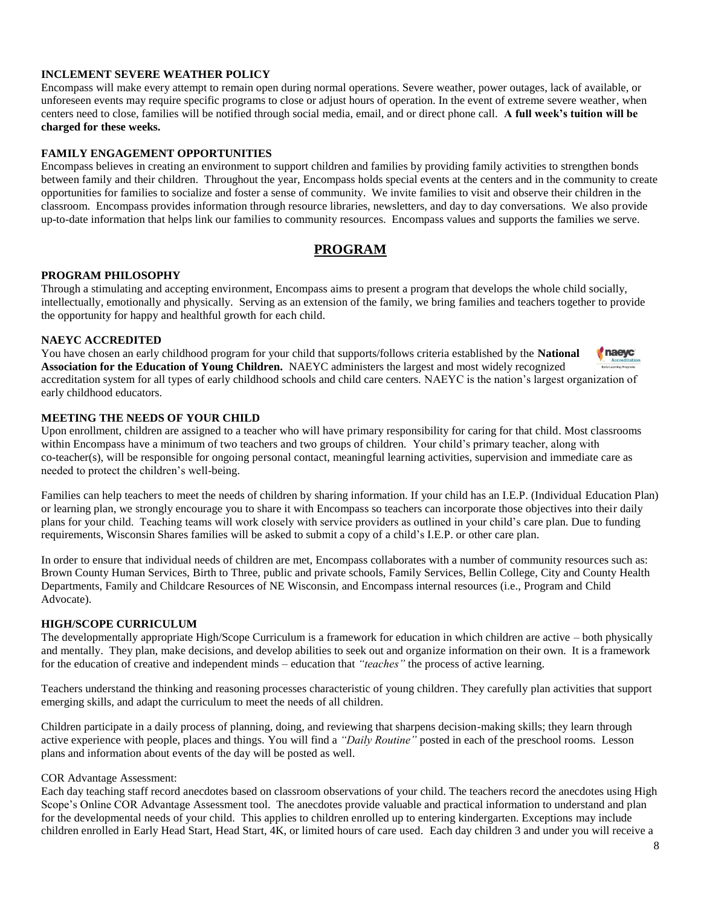### INCLEMENT SEVERE WEATHER POLICY

Encompass will make every attempt to remain open during normal operations. Severe weather, power outages, lack of available, or unforeseen events may require specific programs to close or adjust hours of operation. In the event of extreme severe weather, when centers need to close, families will be notified through social media, email, and or direct phone call. **A full week's tuition will be charged for these weeks.**

### FAMILY ENGAGEMENT OPPORTUNITIES

Encompass believes in creating an environment to support children and families by providing family activities to strengthen bonds between family and their children. Throughout the year, Encompass holds special events at the centers and in the community to create opportunities for families to socialize and foster a sense of community. We invite families to visit and observe their children in the classroom. Encompass provides information through resource libraries, newsletters, and day to day conversations. We also provide up-to-date information that helps link our families to community resources. Encompass values and supports the families we serve.

## PROGRAM

### PROGRAM PHILOSOPHY

Through a stimulating and accepting environment, Encompass aims to present a program that develops the whole child socially, intellectually, emotionally and physically. Serving as an extension of the family, we bring families and teachers together to provide the opportunity for happy and healthful growth for each child.

### NAEYC ACCREDITED

You have chosen an early childhood program for your child that supports/follows criteria established by the **National Association for the Education of Young Children.** NAEYC administers the largest and most widely recognized accreditation system for all types of early childhood schools and child care centers. NAEYC is the nation's largest organization of early childhood educators.

### MEETING THE NEEDS OF YOUR CHILD

Upon enrollment, children are assigned to a teacher who will have primary responsibility for caring for that child. Most classrooms within Encompass have a minimum of two teachers and two groups of children. Your child's primary teacher, along with co-teacher(s), will be responsible for ongoing personal contact, meaningful learning activities, supervision and immediate care as needed to protect the children's well-being.

Families can help teachers to meet the needs of children by sharing information. If your child has an I.E.P. (Individual Education Plan) or learning plan, we strongly encourage you to share it with Encompass so teachers can incorporate those objectives into their daily plans for your child. Teaching teams will work closely with service providers as outlined in your child's care plan. Due to funding requirements, Wisconsin Shares families will be asked to submit a copy of a child's I.E.P. or other care plan.

In order to ensure that individual needs of children are met, Encompass collaborates with a number of community resources such as: Brown County Human Services, Birth to Three, public and private schools, Family Services, Bellin College, City and County Health Departments, Family and Childcare Resources of NE Wisconsin, and Encompass internal resources (i.e., Program and Child Advocate).

### HIGH/SCOPE CURRICULUM

The developmentally appropriate High/Scope Curriculum is a framework for education in which children are active – both physically and mentally. They plan, make decisions, and develop abilities to seek out and organize information on their own. It is a framework for the education of creative and independent minds – education that *"teaches"* the process of active learning.

Teachers understand the thinking and reasoning processes characteristic of young children. They carefully plan activities that support emerging skills, and adapt the curriculum to meet the needs of all children.

Children participate in a daily process of planning, doing, and reviewing that sharpens decision-making skills; they learn through active experience with people, places and things. You will find a *"Daily Routine"* posted in each of the preschool rooms. Lesson plans and information about events of the day will be posted as well.

COR Advantage Assessment:

Each day teaching staff record anecdotes based on classroom observations of your child. The teachers record the anecdotes using High Scope's Online COR Advantage Assessment tool. The anecdotes provide valuable and practical information to understand and plan for the developmental needs of your child. This applies to children enrolled up to entering kindergarten. Exceptions may include children enrolled in Early Head Start, Head Start, 4K, or limited hours of care used. Each day children 3 and under you will receive a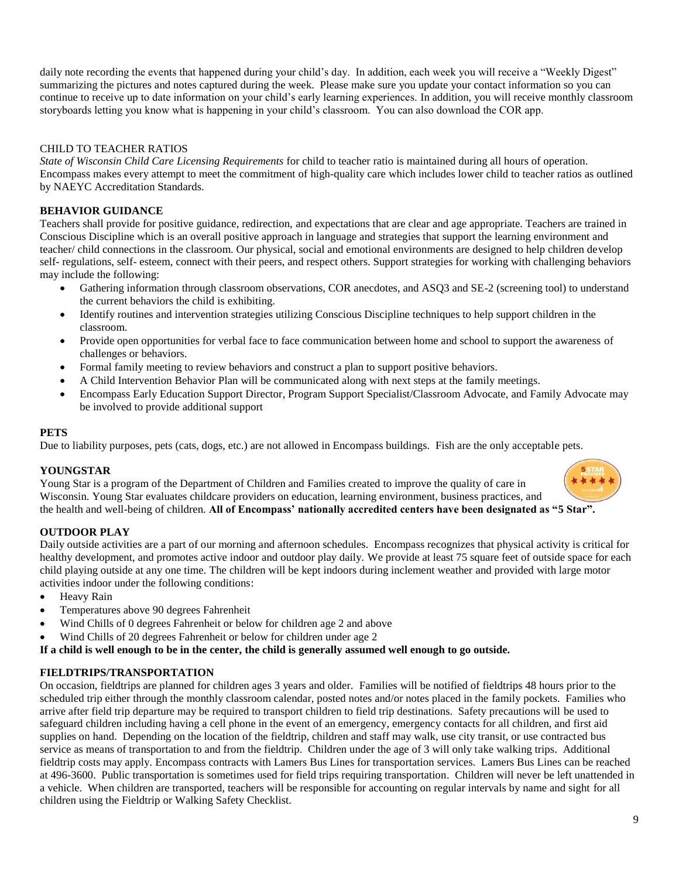daily note recording the events that happened during your child's day. In addition, each week you will receive a "Weekly Digest" summarizing the pictures and notes captured during the week. Please make sure you update your contact information so you can continue to receive up to date information on your child's early learning experiences. In addition, you will receive monthly classroom storyboards letting you know what is happening in your child's classroom. You can also download the COR app.

CHILD TO TEACHER RATIOS

*State of Wisconsin Child Care Licensing Requirements* for child to teacher ratio is maintained during all hours of operation. Encompass makes every attempt to meet the commitment of high-quality care which includes lower child to teacher ratios as outlined by NAEYC Accreditation Standards.

**BEHAVIOR GUIDANCE**

Teachers shall provide for positive guidance, redirection, and expectations that are clear and age appropriate. Teachers are trained in Conscious Discipline which is an overall positive approach in language and strategies that support the learning environment and teacher/ child connections in the classroom. Our physical, social and emotional environments are designed to help children develop self- regulations, self- esteem, connect with their peers, and respect others. Support strategies for working with challenging behaviors may include the following:

- Gathering information through classroom observations, COR anecdotes, and ASQ3 and SE-2 (screening tool) to understand the current behaviors the child is exhibiting.
- Identify routines and intervention strategies utilizing Conscious Discipline techniques to help support children in the classroom.
- Provide open opportunities for verbal face to face communication between home and school to support the awareness of challenges or behaviors.
- Formal family meeting to review behaviors and construct a plan to support positive behaviors.
- A Child Intervention Behavior Plan will be communicated along with next steps at the family meetings.
- Encompass Early Education Support Director, Program Support Specialist/Classroom Advocate, and Family Advocate may be involved to provide additional support

**PETS**

Due to liability purposes, pets (cats, dogs, etc.) are not allowed in Encompass buildings. Fish are the only acceptable pets.

**YOUNGSTAR**

Young Star is a program of the Department of Children and Families created to improve the quality of care in Wisconsin. Young Star evaluates childcare providers on education, learning environment, business practices, and the health and well-being of children. **All of Encompass' nationally accredited centers have been designated as "5 Star".**

**OUTDOOR PLAY**

Daily outside activities are a part of our morning and afternoon schedules. Encompass recognizes that physical activity is critical for healthy development, and promotes active indoor and outdoor play daily. We provide at least 75 square feet of outside space for each child playing outside at any one time. The children will be kept indoors during inclement weather and provided with large motor activities indoor under the following conditions:

- Heavy Rain
- Temperatures above 90 degrees Fahrenheit
- Wind Chills of 0 degrees Fahrenheit or below for children age 2 and above
- Wind Chills of 20 degrees Fahrenheit or below for children under age 2

**If a child is well enough to be in the center, the child is generally assumed well enough to go outside.**

**FIELDTRIPS/TRANSPORTATION**

On occasion, fieldtrips are planned for children ages 3 years and older. Families will be notified of fieldtrips 48 hours prior to the scheduled trip either through the monthly classroom calendar, posted notes and/or notes placed in the family pockets. Families who arrive after field trip departure may be required to transport children to field trip destinations. Safety precautions will be used to safeguard children including having a cell phone in the event of an emergency, emergency contacts for all children, and first aid supplies on hand. Depending on the location of the fieldtrip, children and staff may walk, use city transit, or use contracted bus service as means of transportation to and from the fieldtrip. Children under the age of 3 will only take walking trips. Additional fieldtrip costs may apply. Encompass contracts with Lamers Bus Lines for transportation services. Lamers Bus Lines can be reached at 496-3600. Public transportation is sometimes used for field trips requiring transportation. Children will never be left unattended in a vehicle. When children are transported, teachers will be responsible for accounting on regular intervals by name and sight for all children using the Fieldtrip or Walking Safety Checklist.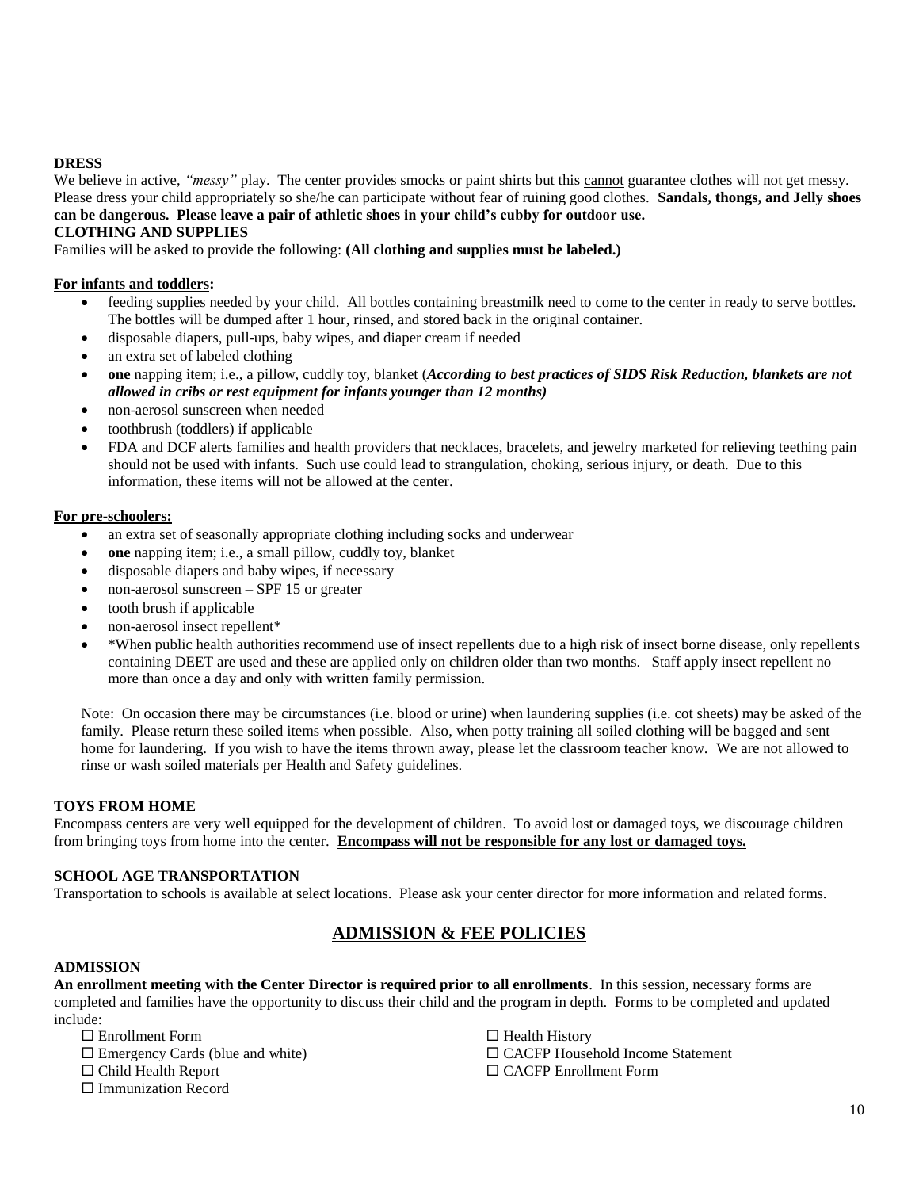**DRESS**

We believe in active, *"messy"* play. The center provides smocks or paint shirts but this cannot guarantee clothes will not get messy. Please dress your child appropriately so she/he can participate without fear of ruining good clothes. **Sandals, thongs, and Jelly shoes can be dangerous. Please leave a pair of athletic shoes in your child's cubby for outdoor use.**

**CLOTHING AND SUPPLIES**

Families will be asked to provide the following: **(All clothing and supplies must be labeled.)**

**For infants and toddlers:**

- feeding supplies needed by your child. All bottles containing breastmilk need to come to the center in ready to serve bottles. The bottles will be dumped after 1 hour, rinsed, and stored back in the original container.
- disposable diapers, pull-ups, baby wipes, and diaper cream if needed
- an extra set of labeled clothing
- **one** napping item; i.e., a pillow, cuddly toy, blanket (***According to best practices of SIDS Risk Reduction, blankets are not allowed in cribs or rest equipment for infants younger than 12 months)***
- non-aerosol sunscreen when needed
- toothbrush (toddlers) if applicable
- FDA and DCF alerts families and health providers that necklaces, bracelets, and jewelry marketed for relieving teething pain should not be used with infants. Such use could lead to strangulation, choking, serious injury, or death. Due to this information, these items will not be allowed at the center.

**For pre-schoolers:**

- an extra set of seasonally appropriate clothing including socks and underwear
- **one** napping item; i.e., a small pillow, cuddly toy, blanket
- disposable diapers and baby wipes, if necessary
- non-aerosol sunscreen – SPF 15 or greater
- tooth brush if applicable
- non-aerosol insect repellent*
- *When public health authorities recommend use of insect repellents due to a high risk of insect borne disease, only repellents containing DEET are used and these are applied only on children older than two months. Staff apply insect repellent no more than once a day and only with written family permission.

Note: On occasion there may be circumstances (i.e. blood or urine) when laundering supplies (i.e. cot sheets) may be asked of the family. Please return these soiled items when possible. Also, when potty training all soiled clothing will be bagged and sent home for laundering. If you wish to have the items thrown away, please let the classroom teacher know. We are not allowed to rinse or wash soiled materials per Health and Safety guidelines.

**TOYS FROM HOME**

Encompass centers are very well equipped for the development of children. To avoid lost or damaged toys, we discourage children from bringing toys from home into the center. **Encompass will not be responsible for any lost or damaged toys.**

**SCHOOL AGE TRANSPORTATION**

Transportation to schools is available at select locations. Please ask your center director for more information and related forms.

## ADMISSION & FEE POLICIES

**ADMISSION**

**An enrollment meeting with the Center Director is required prior to all enrollments**. In this session, necessary forms are completed and families have the opportunity to discuss their child and the program in depth. Forms to be completed and updated include:

- ☐ Enrollment Form
- ☐ Emergency Cards (blue and white)
- ☐ Child Health Report
- ☐ Immunization Record
- ☐ Health History
- ☐ CACFP Household Income Statement
- ☐ CACFP Enrollment Form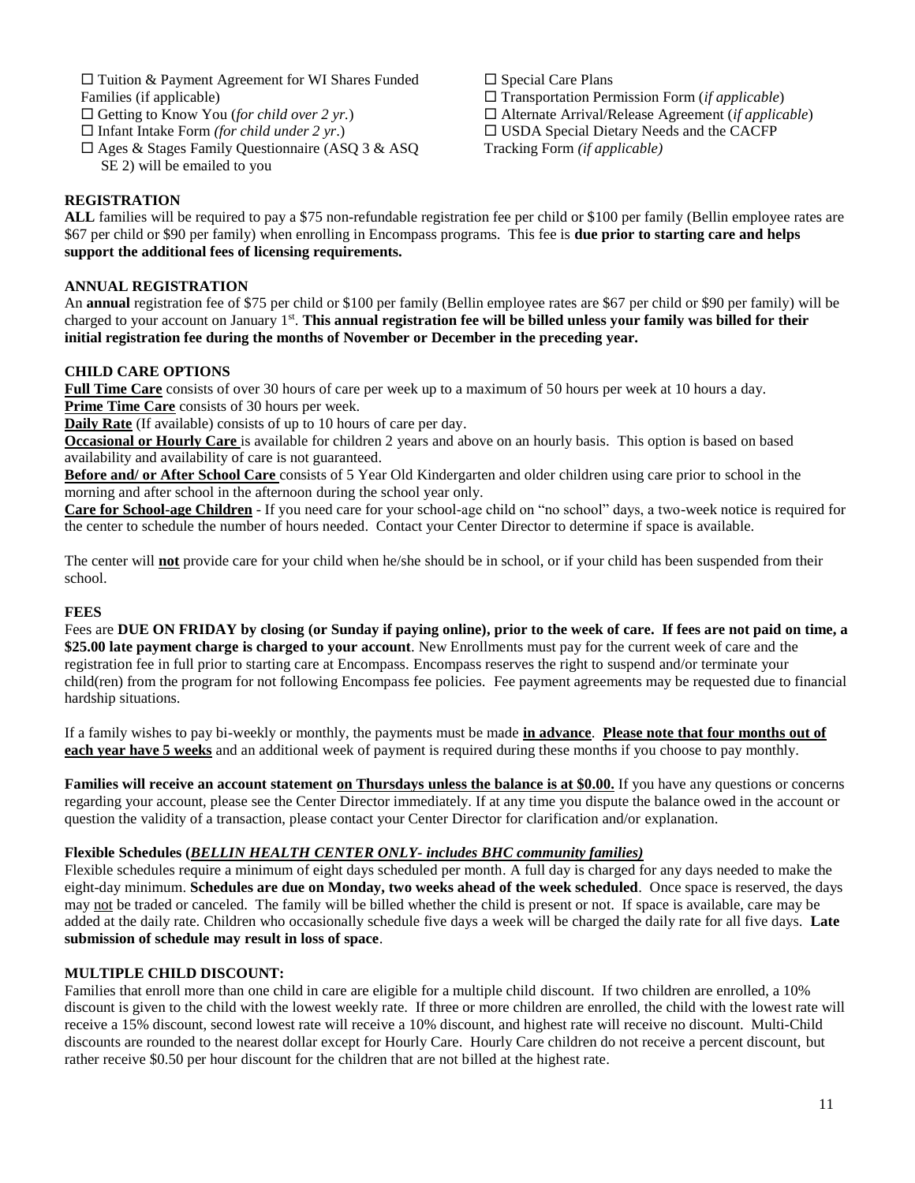☐ Tuition & Payment Agreement for WI Shares Funded Families (if applicable)
☐ Getting to Know You (*for child over 2 yr.*)
☐ Infant Intake Form *(for child under 2 yr*.)
☐ Ages & Stages Family Questionnaire (ASQ 3 & ASQ SE 2) will be emailed to you
☐ Special Care Plans
☐ Transportation Permission Form (*if applicable*)
☐ Alternate Arrival/Release Agreement (*if applicable*)
☐ USDA Special Dietary Needs and the CACFP Tracking Form *(if applicable)*

**REGISTRATION**

**ALL** families will be required to pay a $75 non-refundable registration fee per child or $100 per family (Bellin employee rates are $67 per child or $90 per family) when enrolling in Encompass programs. This fee is **due prior to starting care and helps support the additional fees of licensing requirements.**

**ANNUAL REGISTRATION**

An **annual** registration fee of $75 per child or $100 per family (Bellin employee rates are $67 per child or $90 per family) will be charged to your account on January 1st. **This annual registration fee will be billed unless your family was billed for their initial registration fee during the months of November or December in the preceding year.**

**CHILD CARE OPTIONS**

**Full Time Care** consists of over 30 hours of care per week up to a maximum of 50 hours per week at 10 hours a day.
**Prime Time Care** consists of 30 hours per week.
**Daily Rate** (If available) consists of up to 10 hours of care per day.
**Occasional or Hourly Care** is available for children 2 years and above on an hourly basis. This option is based on based availability and availability of care is not guaranteed.
**Before and/ or After School Care** consists of 5 Year Old Kindergarten and older children using care prior to school in the morning and after school in the afternoon during the school year only.
**Care for School-age Children** - If you need care for your school-age child on "no school" days, a two-week notice is required for the center to schedule the number of hours needed. Contact your Center Director to determine if space is available.

The center will **not** provide care for your child when he/she should be in school, or if your child has been suspended from their school.

**FEES**

Fees are **DUE ON FRIDAY by closing (or Sunday if paying online), prior to the week of care. If fees are not paid on time, a $25.00 late payment charge is charged to your account**. New Enrollments must pay for the current week of care and the registration fee in full prior to starting care at Encompass. Encompass reserves the right to suspend and/or terminate your child(ren) from the program for not following Encompass fee policies. Fee payment agreements may be requested due to financial hardship situations.

If a family wishes to pay bi-weekly or monthly, the payments must be made **in advance**. **Please note that four months out of each year have 5 weeks** and an additional week of payment is required during these months if you choose to pay monthly.

**Families will receive an account statement on Thursdays unless the balance is at $0.00.** If you have any questions or concerns regarding your account, please see the Center Director immediately. If at any time you dispute the balance owed in the account or question the validity of a transaction, please contact your Center Director for clarification and/or explanation.

**Flexible Schedules (*BELLIN HEALTH CENTER ONLY- includes BHC community families)***

Flexible schedules require a minimum of eight days scheduled per month. A full day is charged for any days needed to make the eight-day minimum. **Schedules are due on Monday, two weeks ahead of the week scheduled**. Once space is reserved, the days may not be traded or canceled. The family will be billed whether the child is present or not. If space is available, care may be added at the daily rate. Children who occasionally schedule five days a week will be charged the daily rate for all five days. **Late submission of schedule may result in loss of space**.

**MULTIPLE CHILD DISCOUNT:**

Families that enroll more than one child in care are eligible for a multiple child discount. If two children are enrolled, a 10% discount is given to the child with the lowest weekly rate. If three or more children are enrolled, the child with the lowest rate will receive a 15% discount, second lowest rate will receive a 10% discount, and highest rate will receive no discount. Multi-Child discounts are rounded to the nearest dollar except for Hourly Care. Hourly Care children do not receive a percent discount, but rather receive $0.50 per hour discount for the children that are not billed at the highest rate.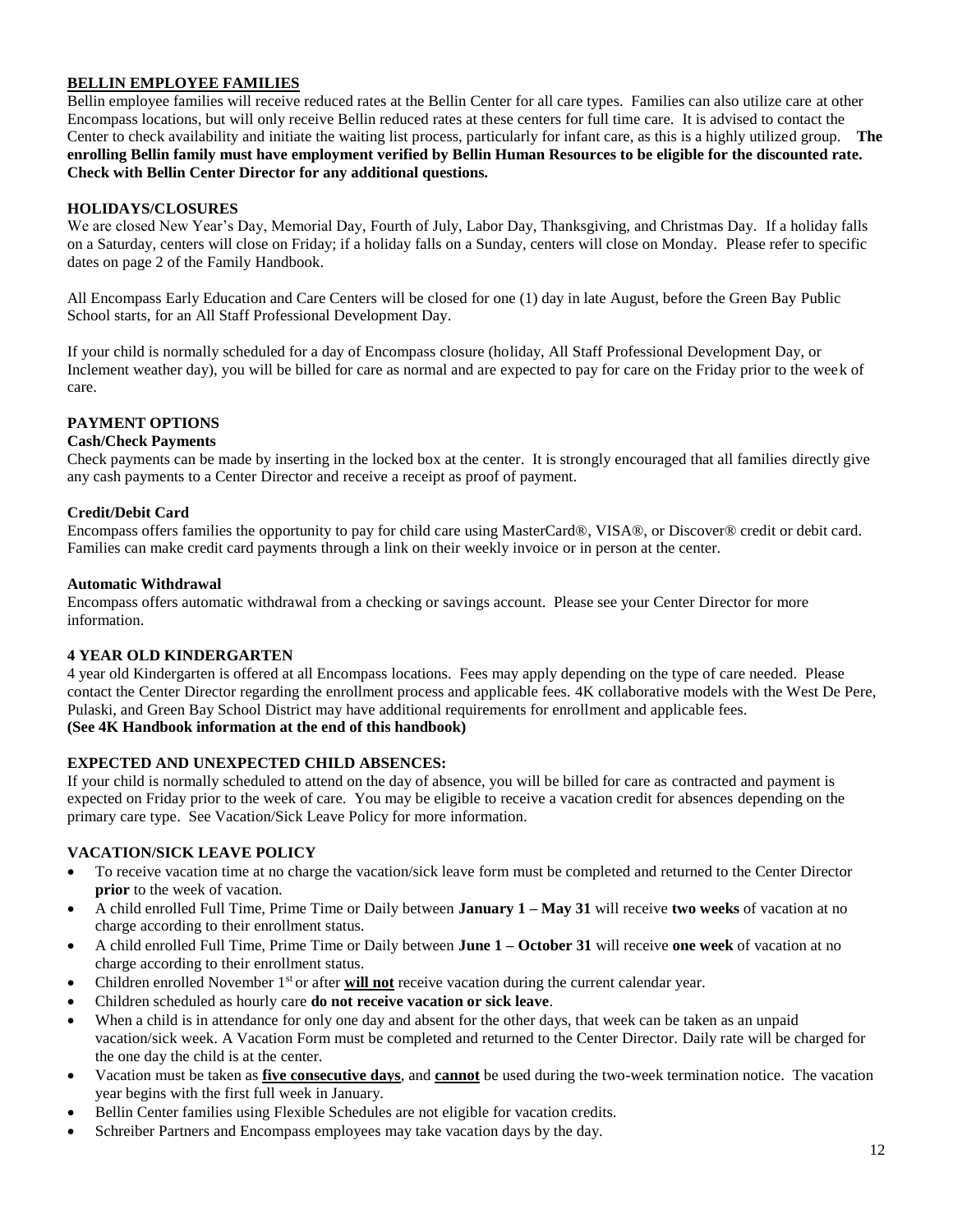## BELLIN EMPLOYEE FAMILIES

Bellin employee families will receive reduced rates at the Bellin Center for all care types. Families can also utilize care at other Encompass locations, but will only receive Bellin reduced rates at these centers for full time care. It is advised to contact the Center to check availability and initiate the waiting list process, particularly for infant care, as this is a highly utilized group. **The enrolling Bellin family must have employment verified by Bellin Human Resources to be eligible for the discounted rate. Check with Bellin Center Director for any additional questions.**

## HOLIDAYS/CLOSURES

We are closed New Year's Day, Memorial Day, Fourth of July, Labor Day, Thanksgiving, and Christmas Day. If a holiday falls on a Saturday, centers will close on Friday; if a holiday falls on a Sunday, centers will close on Monday. Please refer to specific dates on page 2 of the Family Handbook.

All Encompass Early Education and Care Centers will be closed for one (1) day in late August, before the Green Bay Public School starts, for an All Staff Professional Development Day.

If your child is normally scheduled for a day of Encompass closure (holiday, All Staff Professional Development Day, or Inclement weather day), you will be billed for care as normal and are expected to pay for care on the Friday prior to the week of care.

## PAYMENT OPTIONS

### Cash/Check Payments

Check payments can be made by inserting in the locked box at the center. It is strongly encouraged that all families directly give any cash payments to a Center Director and receive a receipt as proof of payment.

### Credit/Debit Card

Encompass offers families the opportunity to pay for child care using MasterCard®, VISA®, or Discover® credit or debit card. Families can make credit card payments through a link on their weekly invoice or in person at the center.

### Automatic Withdrawal

Encompass offers automatic withdrawal from a checking or savings account. Please see your Center Director for more information.

## 4 YEAR OLD KINDERGARTEN

4 year old Kindergarten is offered at all Encompass locations. Fees may apply depending on the type of care needed. Please contact the Center Director regarding the enrollment process and applicable fees. 4K collaborative models with the West De Pere, Pulaski, and Green Bay School District may have additional requirements for enrollment and applicable fees.
**(See 4K Handbook information at the end of this handbook)**

## EXPECTED AND UNEXPECTED CHILD ABSENCES:

If your child is normally scheduled to attend on the day of absence, you will be billed for care as contracted and payment is expected on Friday prior to the week of care. You may be eligible to receive a vacation credit for absences depending on the primary care type. See Vacation/Sick Leave Policy for more information.

## VACATION/SICK LEAVE POLICY

- To receive vacation time at no charge the vacation/sick leave form must be completed and returned to the Center Director **prior** to the week of vacation.
- A child enrolled Full Time, Prime Time or Daily between **January 1 – May 31** will receive **two weeks** of vacation at no charge according to their enrollment status.
- A child enrolled Full Time, Prime Time or Daily between **June 1 – October 31** will receive **one week** of vacation at no charge according to their enrollment status.
- Children enrolled November 1st or after **will not** receive vacation during the current calendar year.
- Children scheduled as hourly care **do not receive vacation or sick leave**.
- When a child is in attendance for only one day and absent for the other days, that week can be taken as an unpaid vacation/sick week. A Vacation Form must be completed and returned to the Center Director. Daily rate will be charged for the one day the child is at the center.
- Vacation must be taken as **five consecutive days**, and **cannot** be used during the two-week termination notice. The vacation year begins with the first full week in January.
- Bellin Center families using Flexible Schedules are not eligible for vacation credits.
- Schreiber Partners and Encompass employees may take vacation days by the day.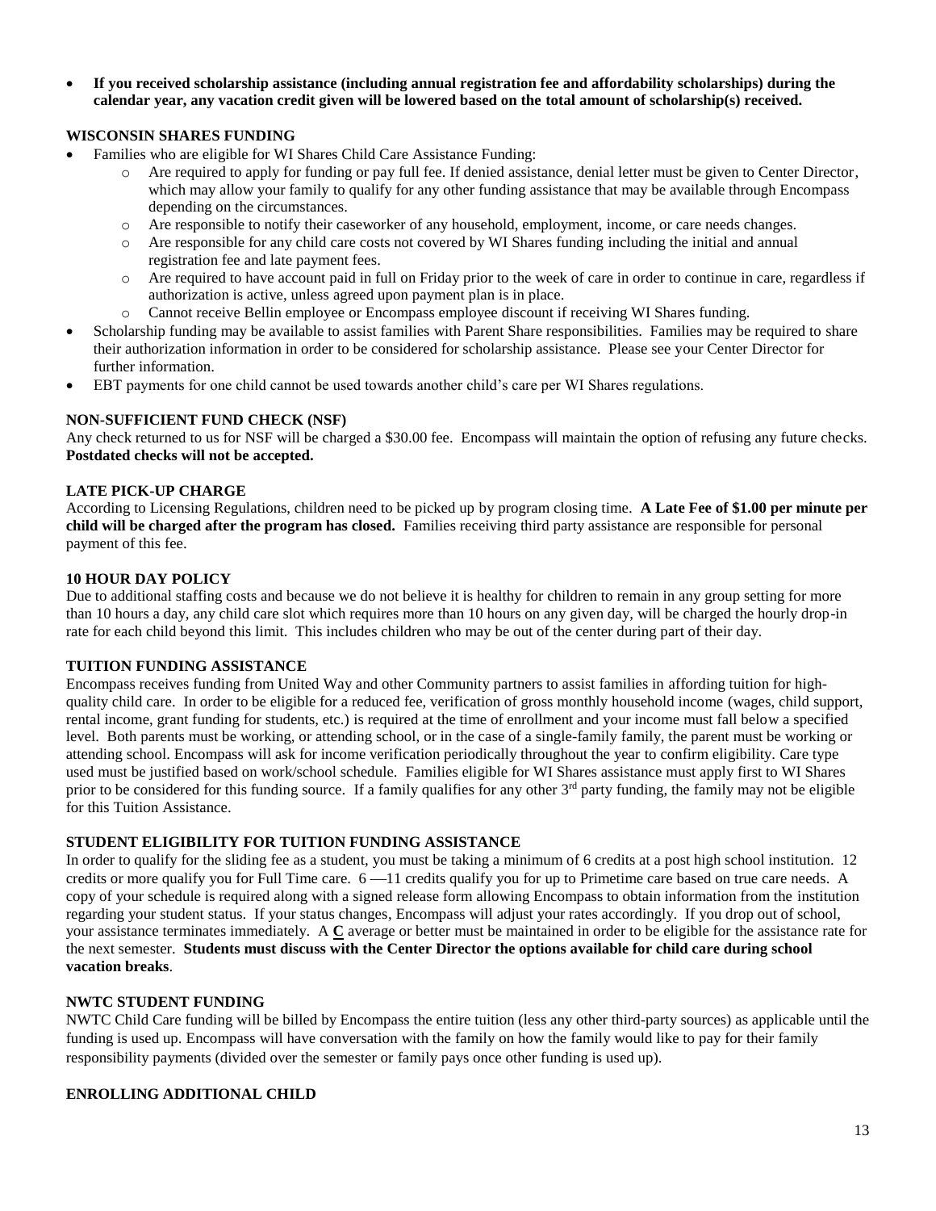- **If you received scholarship assistance (including annual registration fee and affordability scholarships) during the calendar year, any vacation credit given will be lowered based on the total amount of scholarship(s) received.**

### WISCONSIN SHARES FUNDING

- Families who are eligible for WI Shares Child Care Assistance Funding:
  - Are required to apply for funding or pay full fee. If denied assistance, denial letter must be given to Center Director, which may allow your family to qualify for any other funding assistance that may be available through Encompass depending on the circumstances.
  - Are responsible to notify their caseworker of any household, employment, income, or care needs changes.
  - Are responsible for any child care costs not covered by WI Shares funding including the initial and annual registration fee and late payment fees.
  - Are required to have account paid in full on Friday prior to the week of care in order to continue in care, regardless if authorization is active, unless agreed upon payment plan is in place.
  - Cannot receive Bellin employee or Encompass employee discount if receiving WI Shares funding.
- Scholarship funding may be available to assist families with Parent Share responsibilities. Families may be required to share their authorization information in order to be considered for scholarship assistance. Please see your Center Director for further information.
- EBT payments for one child cannot be used towards another child's care per WI Shares regulations.

### NON-SUFFICIENT FUND CHECK (NSF)

Any check returned to us for NSF will be charged a $30.00 fee. Encompass will maintain the option of refusing any future checks. **Postdated checks will not be accepted.**

### LATE PICK-UP CHARGE

According to Licensing Regulations, children need to be picked up by program closing time. **A Late Fee of $1.00 per minute per child will be charged after the program has closed.** Families receiving third party assistance are responsible for personal payment of this fee.

### 10 HOUR DAY POLICY

Due to additional staffing costs and because we do not believe it is healthy for children to remain in any group setting for more than 10 hours a day, any child care slot which requires more than 10 hours on any given day, will be charged the hourly drop-in rate for each child beyond this limit. This includes children who may be out of the center during part of their day.

### TUITION FUNDING ASSISTANCE

Encompass receives funding from United Way and other Community partners to assist families in affording tuition for high-quality child care. In order to be eligible for a reduced fee, verification of gross monthly household income (wages, child support, rental income, grant funding for students, etc.) is required at the time of enrollment and your income must fall below a specified level. Both parents must be working, or attending school, or in the case of a single-family family, the parent must be working or attending school. Encompass will ask for income verification periodically throughout the year to confirm eligibility. Care type used must be justified based on work/school schedule. Families eligible for WI Shares assistance must apply first to WI Shares prior to be considered for this funding source. If a family qualifies for any other 3rd party funding, the family may not be eligible for this Tuition Assistance.

### STUDENT ELIGIBILITY FOR TUITION FUNDING ASSISTANCE

In order to qualify for the sliding fee as a student, you must be taking a minimum of 6 credits at a post high school institution. 12 credits or more qualify you for Full Time care. 6 —11 credits qualify you for up to Primetime care based on true care needs. A copy of your schedule is required along with a signed release form allowing Encompass to obtain information from the institution regarding your student status. If your status changes, Encompass will adjust your rates accordingly. If you drop out of school, your assistance terminates immediately. A **C** average or better must be maintained in order to be eligible for the assistance rate for the next semester. **Students must discuss with the Center Director the options available for child care during school vacation breaks**.

### NWTC STUDENT FUNDING

NWTC Child Care funding will be billed by Encompass the entire tuition (less any other third-party sources) as applicable until the funding is used up. Encompass will have conversation with the family on how the family would like to pay for their family responsibility payments (divided over the semester or family pays once other funding is used up).

### ENROLLING ADDITIONAL CHILD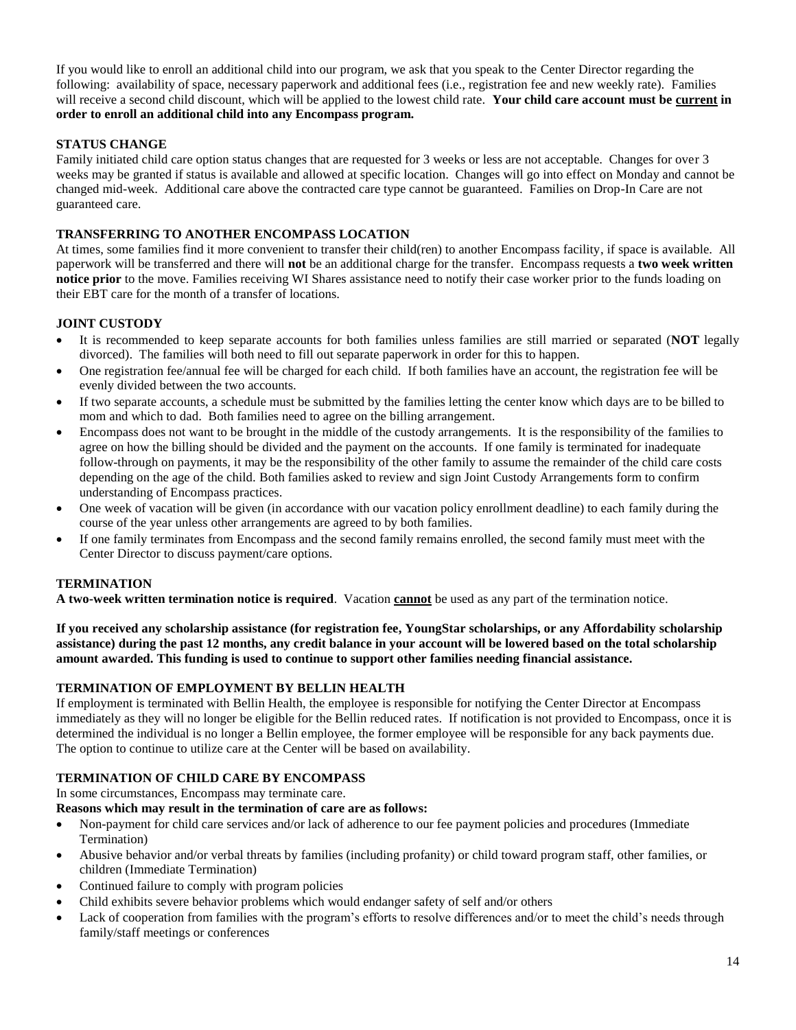If you would like to enroll an additional child into our program, we ask that you speak to the Center Director regarding the following: availability of space, necessary paperwork and additional fees (i.e., registration fee and new weekly rate). Families will receive a second child discount, which will be applied to the lowest child rate. **Your child care account must be current in order to enroll an additional child into any Encompass program.**

### STATUS CHANGE

Family initiated child care option status changes that are requested for 3 weeks or less are not acceptable. Changes for over 3 weeks may be granted if status is available and allowed at specific location. Changes will go into effect on Monday and cannot be changed mid-week. Additional care above the contracted care type cannot be guaranteed. Families on Drop-In Care are not guaranteed care.

### TRANSFERRING TO ANOTHER ENCOMPASS LOCATION

At times, some families find it more convenient to transfer their child(ren) to another Encompass facility, if space is available. All paperwork will be transferred and there will **not** be an additional charge for the transfer. Encompass requests a **two week written notice prior** to the move. Families receiving WI Shares assistance need to notify their case worker prior to the funds loading on their EBT care for the month of a transfer of locations.

### JOINT CUSTODY

- It is recommended to keep separate accounts for both families unless families are still married or separated (**NOT** legally divorced). The families will both need to fill out separate paperwork in order for this to happen.
- One registration fee/annual fee will be charged for each child. If both families have an account, the registration fee will be evenly divided between the two accounts.
- If two separate accounts, a schedule must be submitted by the families letting the center know which days are to be billed to mom and which to dad. Both families need to agree on the billing arrangement.
- Encompass does not want to be brought in the middle of the custody arrangements. It is the responsibility of the families to agree on how the billing should be divided and the payment on the accounts. If one family is terminated for inadequate follow-through on payments, it may be the responsibility of the other family to assume the remainder of the child care costs depending on the age of the child. Both families asked to review and sign Joint Custody Arrangements form to confirm understanding of Encompass practices.
- One week of vacation will be given (in accordance with our vacation policy enrollment deadline) to each family during the course of the year unless other arrangements are agreed to by both families.
- If one family terminates from Encompass and the second family remains enrolled, the second family must meet with the Center Director to discuss payment/care options.

### TERMINATION

**A two-week written termination notice is required**. Vacation **cannot** be used as any part of the termination notice.

**If you received any scholarship assistance (for registration fee, YoungStar scholarships, or any Affordability scholarship assistance) during the past 12 months, any credit balance in your account will be lowered based on the total scholarship amount awarded. This funding is used to continue to support other families needing financial assistance.**

### TERMINATION OF EMPLOYMENT BY BELLIN HEALTH

If employment is terminated with Bellin Health, the employee is responsible for notifying the Center Director at Encompass immediately as they will no longer be eligible for the Bellin reduced rates. If notification is not provided to Encompass, once it is determined the individual is no longer a Bellin employee, the former employee will be responsible for any back payments due. The option to continue to utilize care at the Center will be based on availability.

### TERMINATION OF CHILD CARE BY ENCOMPASS

In some circumstances, Encompass may terminate care.

**Reasons which may result in the termination of care are as follows:**

- Non-payment for child care services and/or lack of adherence to our fee payment policies and procedures (Immediate Termination)
- Abusive behavior and/or verbal threats by families (including profanity) or child toward program staff, other families, or children (Immediate Termination)
- Continued failure to comply with program policies
- Child exhibits severe behavior problems which would endanger safety of self and/or others
- Lack of cooperation from families with the program's efforts to resolve differences and/or to meet the child's needs through family/staff meetings or conferences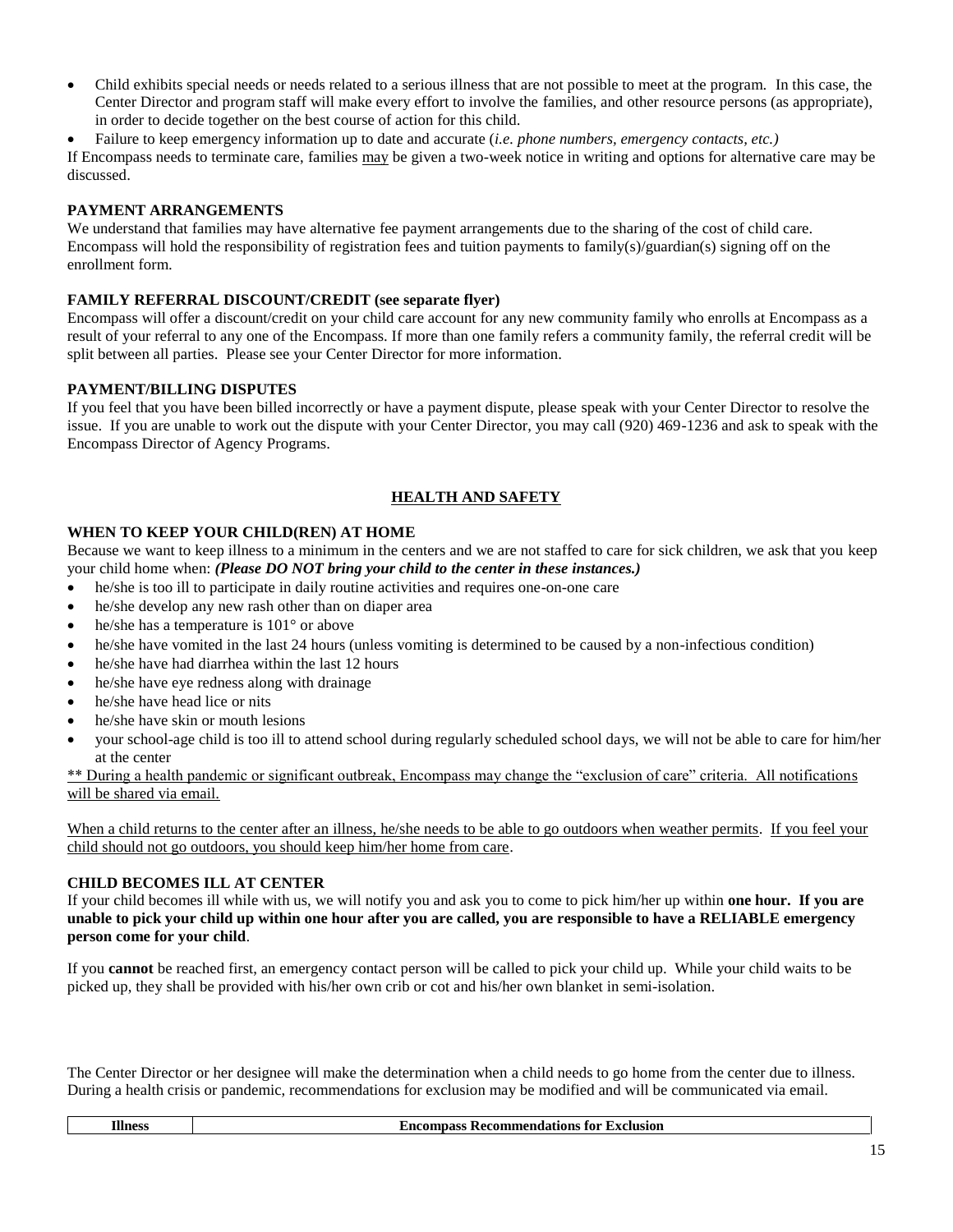- Child exhibits special needs or needs related to a serious illness that are not possible to meet at the program. In this case, the Center Director and program staff will make every effort to involve the families, and other resource persons (as appropriate), in order to decide together on the best course of action for this child.
- Failure to keep emergency information up to date and accurate (*i.e. phone numbers, emergency contacts, etc.)*

If Encompass needs to terminate care, families <u>may</u> be given a two-week notice in writing and options for alternative care may be discussed.

**PAYMENT ARRANGEMENTS**

We understand that families may have alternative fee payment arrangements due to the sharing of the cost of child care. Encompass will hold the responsibility of registration fees and tuition payments to family(s)/guardian(s) signing off on the enrollment form.

**FAMILY REFERRAL DISCOUNT/CREDIT (see separate flyer)**

Encompass will offer a discount/credit on your child care account for any new community family who enrolls at Encompass as a result of your referral to any one of the Encompass. If more than one family refers a community family, the referral credit will be split between all parties. Please see your Center Director for more information.

**PAYMENT/BILLING DISPUTES**

If you feel that you have been billed incorrectly or have a payment dispute, please speak with your Center Director to resolve the issue. If you are unable to work out the dispute with your Center Director, you may call (920) 469-1236 and ask to speak with the Encompass Director of Agency Programs.

## <u>HEALTH AND SAFETY</u>

**WHEN TO KEEP YOUR CHILD(REN) AT HOME**

Because we want to keep illness to a minimum in the centers and we are not staffed to care for sick children, we ask that you keep your child home when: ***(Please DO NOT bring your child to the center in these instances.)***

- he/she is too ill to participate in daily routine activities and requires one-on-one care
- he/she develop any new rash other than on diaper area
- he/she has a temperature is 101° or above
- he/she have vomited in the last 24 hours (unless vomiting is determined to be caused by a non-infectious condition)
- he/she have had diarrhea within the last 12 hours
- he/she have eye redness along with drainage
- he/she have head lice or nits
- he/she have skin or mouth lesions
- your school-age child is too ill to attend school during regularly scheduled school days, we will not be able to care for him/her at the center

<u>** During a health pandemic or significant outbreak, Encompass may change the "exclusion of care" criteria. All notifications will be shared via email.</u>

<u>When a child returns to the center after an illness, he/she needs to be able to go outdoors when weather permits</u>. <u>If you feel your child should not go outdoors, you should keep him/her home from care</u>.

**CHILD BECOMES ILL AT CENTER**

If your child becomes ill while with us, we will notify you and ask you to come to pick him/her up within **one hour. If you are unable to pick your child up within one hour after you are called, you are responsible to have a RELIABLE emergency person come for your child**.

If you **cannot** be reached first, an emergency contact person will be called to pick your child up. While your child waits to be picked up, they shall be provided with his/her own crib or cot and his/her own blanket in semi-isolation.

The Center Director or her designee will make the determination when a child needs to go home from the center due to illness. During a health crisis or pandemic, recommendations for exclusion may be modified and will be communicated via email.

| Illness | Encompass Recommendations for Exclusion |
| --- | --- |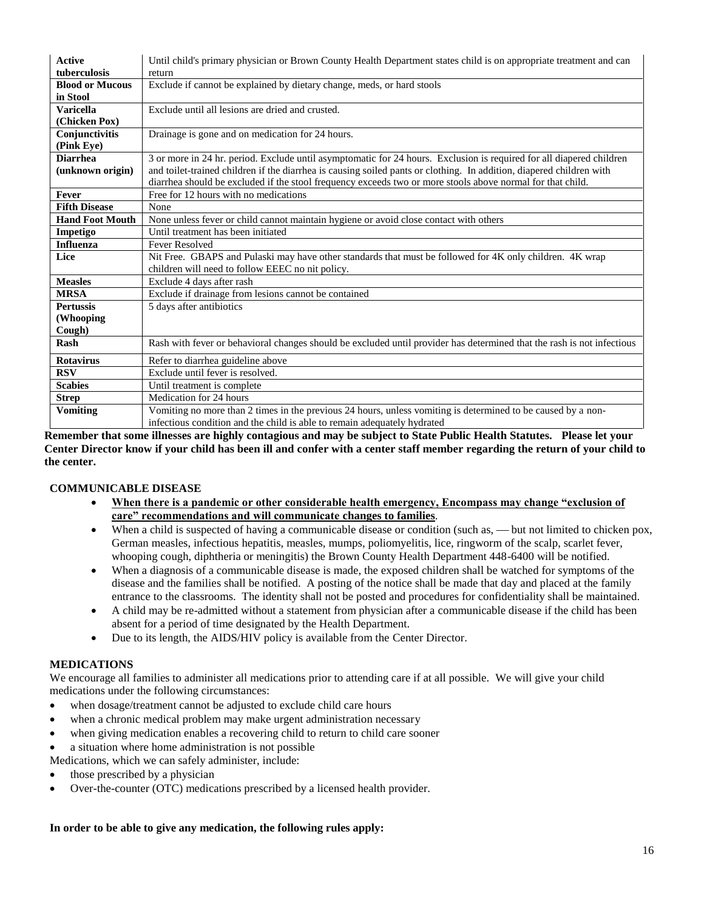| | |
|---|---|
| **Active tuberculosis** | Until child's primary physician or Brown County Health Department states child is on appropriate treatment and can return |
| **Blood or Mucous in Stool** | Exclude if cannot be explained by dietary change, meds, or hard stools |
| **Varicella (Chicken Pox)** | Exclude until all lesions are dried and crusted. |
| **Conjunctivitis (Pink Eye)** | Drainage is gone and on medication for 24 hours. |
| **Diarrhea (unknown origin)** | 3 or more in 24 hr. period. Exclude until asymptomatic for 24 hours. Exclusion is required for all diapered children and toilet-trained children if the diarrhea is causing soiled pants or clothing. In addition, diapered children with diarrhea should be excluded if the stool frequency exceeds two or more stools above normal for that child. |
| **Fever** | Free for 12 hours with no medications |
| **Fifth Disease** | None |
| **Hand Foot Mouth** | None unless fever or child cannot maintain hygiene or avoid close contact with others |
| **Impetigo** | Until treatment has been initiated |
| **Influenza** | Fever Resolved |
| **Lice** | Nit Free. GBAPS and Pulaski may have other standards that must be followed for 4K only children. 4K wrap children will need to follow EEEC no nit policy. |
| **Measles** | Exclude 4 days after rash |
| **MRSA** | Exclude if drainage from lesions cannot be contained |
| **Pertussis (Whooping Cough)** | 5 days after antibiotics |
| **Rash** | Rash with fever or behavioral changes should be excluded until provider has determined that the rash is not infectious |
| **Rotavirus** | Refer to diarrhea guideline above |
| **RSV** | Exclude until fever is resolved. |
| **Scabies** | Until treatment is complete |
| **Strep** | Medication for 24 hours |
| **Vomiting** | Vomiting no more than 2 times in the previous 24 hours, unless vomiting is determined to be caused by a non-infectious condition and the child is able to remain adequately hydrated |

**Remember that some illnesses are highly contagious and may be subject to State Public Health Statutes. Please let your Center Director know if your child has been ill and confer with a center staff member regarding the return of your child to the center.**

### COMMUNICABLE DISEASE

- **When there is a pandemic or other considerable health emergency, Encompass may change "exclusion of care" recommendations and will communicate changes to families**.
- When a child is suspected of having a communicable disease or condition (such as, — but not limited to chicken pox, German measles, infectious hepatitis, measles, mumps, poliomyelitis, lice, ringworm of the scalp, scarlet fever, whooping cough, diphtheria or meningitis) the Brown County Health Department 448-6400 will be notified.
- When a diagnosis of a communicable disease is made, the exposed children shall be watched for symptoms of the disease and the families shall be notified. A posting of the notice shall be made that day and placed at the family entrance to the classrooms. The identity shall not be posted and procedures for confidentiality shall be maintained.
- A child may be re-admitted without a statement from physician after a communicable disease if the child has been absent for a period of time designated by the Health Department.
- Due to its length, the AIDS/HIV policy is available from the Center Director.

### MEDICATIONS

We encourage all families to administer all medications prior to attending care if at all possible. We will give your child medications under the following circumstances:

- when dosage/treatment cannot be adjusted to exclude child care hours
- when a chronic medical problem may make urgent administration necessary
- when giving medication enables a recovering child to return to child care sooner
- a situation where home administration is not possible

Medications, which we can safely administer, include:

- those prescribed by a physician
- Over-the-counter (OTC) medications prescribed by a licensed health provider.

**In order to be able to give any medication, the following rules apply:**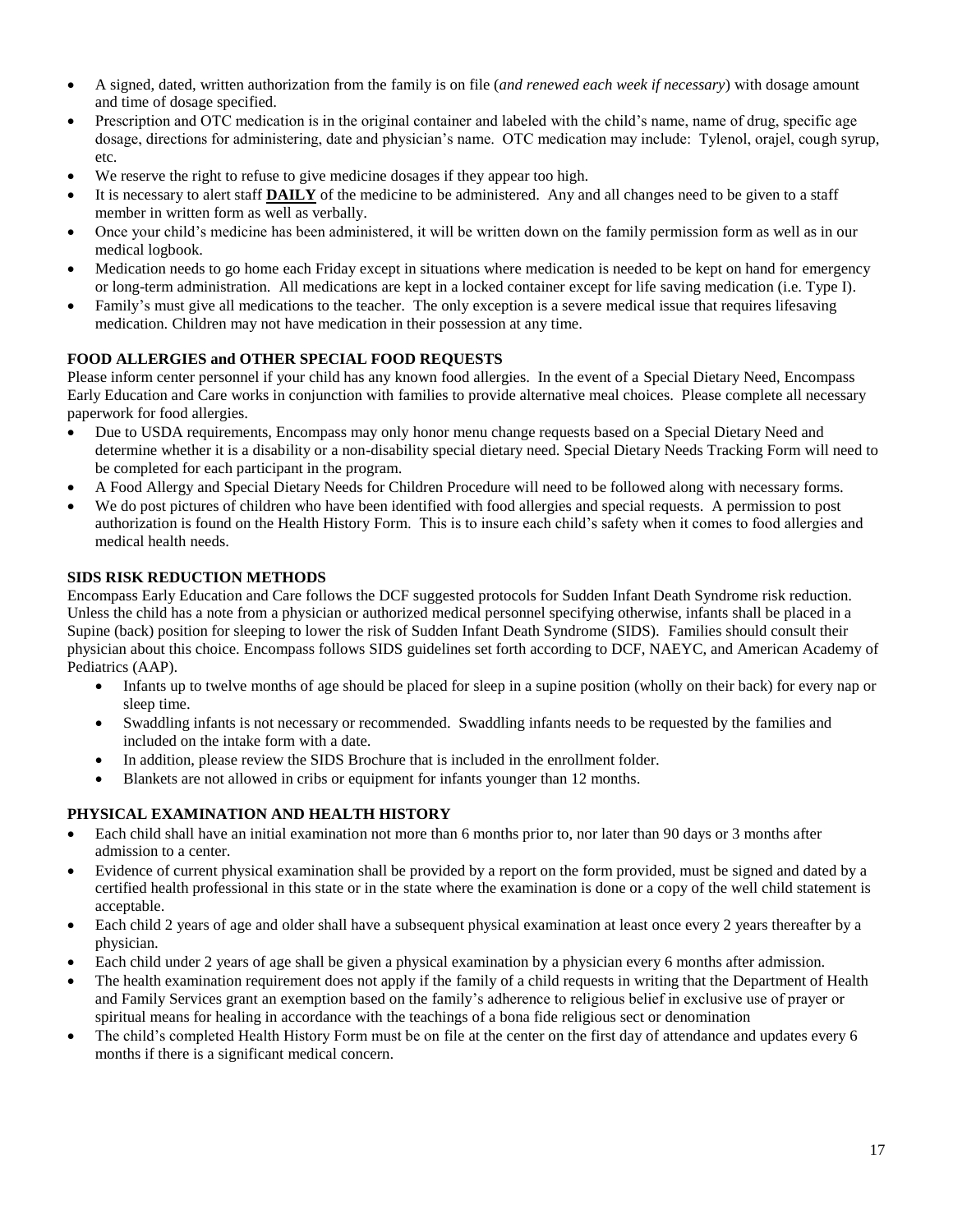- A signed, dated, written authorization from the family is on file (*and renewed each week if necessary*) with dosage amount and time of dosage specified.
- Prescription and OTC medication is in the original container and labeled with the child's name, name of drug, specific age dosage, directions for administering, date and physician's name. OTC medication may include: Tylenol, orajel, cough syrup, etc.
- We reserve the right to refuse to give medicine dosages if they appear too high.
- It is necessary to alert staff **DAILY** of the medicine to be administered. Any and all changes need to be given to a staff member in written form as well as verbally.
- Once your child's medicine has been administered, it will be written down on the family permission form as well as in our medical logbook.
- Medication needs to go home each Friday except in situations where medication is needed to be kept on hand for emergency or long-term administration. All medications are kept in a locked container except for life saving medication (i.e. Type I).
- Family's must give all medications to the teacher. The only exception is a severe medical issue that requires lifesaving medication. Children may not have medication in their possession at any time.

### FOOD ALLERGIES and OTHER SPECIAL FOOD REQUESTS

Please inform center personnel if your child has any known food allergies. In the event of a Special Dietary Need, Encompass Early Education and Care works in conjunction with families to provide alternative meal choices. Please complete all necessary paperwork for food allergies.

- Due to USDA requirements, Encompass may only honor menu change requests based on a Special Dietary Need and determine whether it is a disability or a non-disability special dietary need. Special Dietary Needs Tracking Form will need to be completed for each participant in the program.
- A Food Allergy and Special Dietary Needs for Children Procedure will need to be followed along with necessary forms.
- We do post pictures of children who have been identified with food allergies and special requests. A permission to post authorization is found on the Health History Form. This is to insure each child's safety when it comes to food allergies and medical health needs.

### SIDS RISK REDUCTION METHODS

Encompass Early Education and Care follows the DCF suggested protocols for Sudden Infant Death Syndrome risk reduction. Unless the child has a note from a physician or authorized medical personnel specifying otherwise, infants shall be placed in a Supine (back) position for sleeping to lower the risk of Sudden Infant Death Syndrome (SIDS). Families should consult their physician about this choice. Encompass follows SIDS guidelines set forth according to DCF, NAEYC, and American Academy of Pediatrics (AAP).

- Infants up to twelve months of age should be placed for sleep in a supine position (wholly on their back) for every nap or sleep time.
- Swaddling infants is not necessary or recommended. Swaddling infants needs to be requested by the families and included on the intake form with a date.
- In addition, please review the SIDS Brochure that is included in the enrollment folder.
- Blankets are not allowed in cribs or equipment for infants younger than 12 months.

### PHYSICAL EXAMINATION AND HEALTH HISTORY

- Each child shall have an initial examination not more than 6 months prior to, nor later than 90 days or 3 months after admission to a center.
- Evidence of current physical examination shall be provided by a report on the form provided, must be signed and dated by a certified health professional in this state or in the state where the examination is done or a copy of the well child statement is acceptable.
- Each child 2 years of age and older shall have a subsequent physical examination at least once every 2 years thereafter by a physician.
- Each child under 2 years of age shall be given a physical examination by a physician every 6 months after admission.
- The health examination requirement does not apply if the family of a child requests in writing that the Department of Health and Family Services grant an exemption based on the family's adherence to religious belief in exclusive use of prayer or spiritual means for healing in accordance with the teachings of a bona fide religious sect or denomination
- The child's completed Health History Form must be on file at the center on the first day of attendance and updates every 6 months if there is a significant medical concern.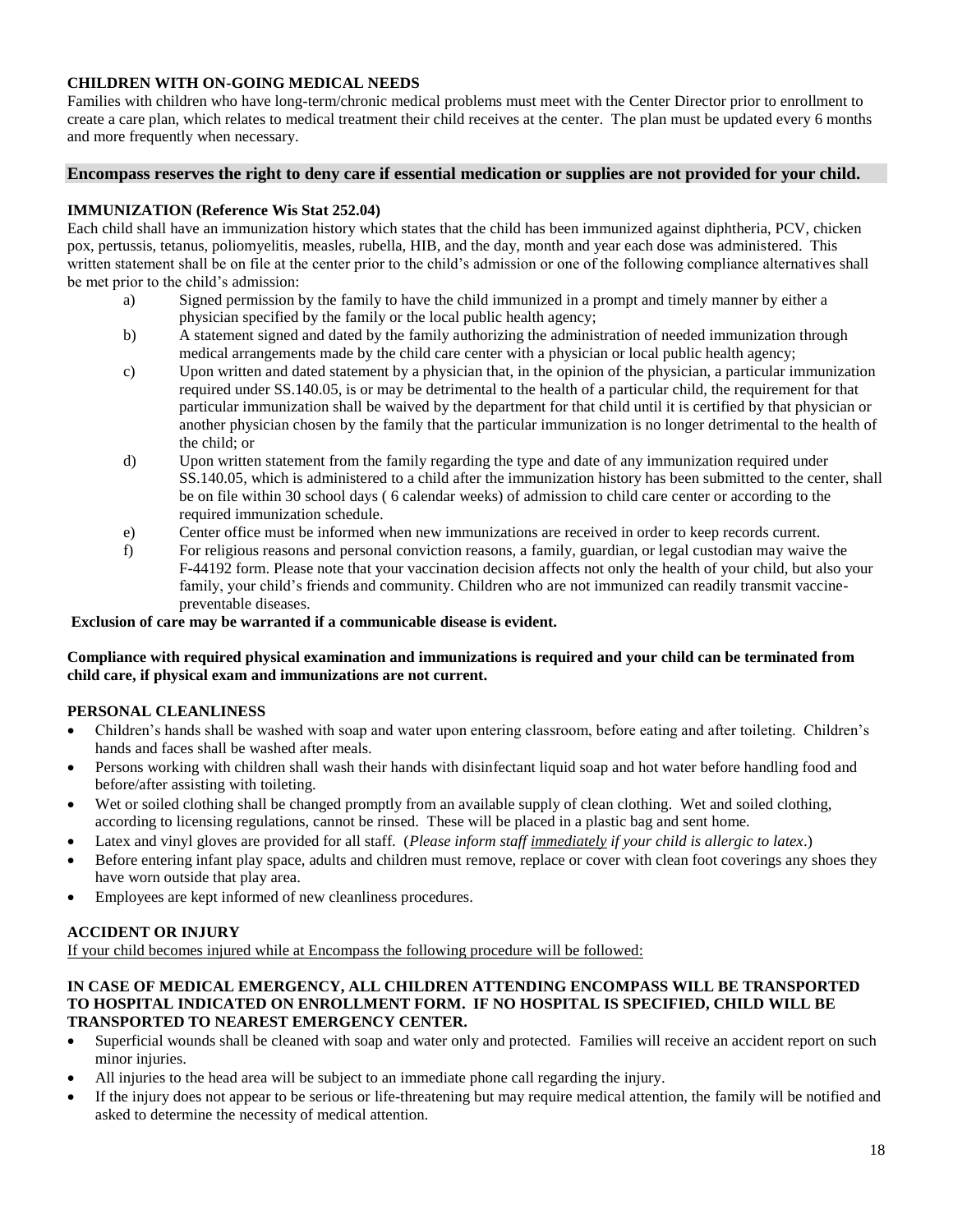**CHILDREN WITH ON-GOING MEDICAL NEEDS**

Families with children who have long-term/chronic medical problems must meet with the Center Director prior to enrollment to create a care plan, which relates to medical treatment their child receives at the center. The plan must be updated every 6 months and more frequently when necessary.

**Encompass reserves the right to deny care if essential medication or supplies are not provided for your child.**

**IMMUNIZATION (Reference Wis Stat 252.04)**

Each child shall have an immunization history which states that the child has been immunized against diphtheria, PCV, chicken pox, pertussis, tetanus, poliomyelitis, measles, rubella, HIB, and the day, month and year each dose was administered. This written statement shall be on file at the center prior to the child's admission or one of the following compliance alternatives shall be met prior to the child's admission:

a) Signed permission by the family to have the child immunized in a prompt and timely manner by either a physician specified by the family or the local public health agency;

b) A statement signed and dated by the family authorizing the administration of needed immunization through medical arrangements made by the child care center with a physician or local public health agency;

c) Upon written and dated statement by a physician that, in the opinion of the physician, a particular immunization required under SS.140.05, is or may be detrimental to the health of a particular child, the requirement for that particular immunization shall be waived by the department for that child until it is certified by that physician or another physician chosen by the family that the particular immunization is no longer detrimental to the health of the child; or

d) Upon written statement from the family regarding the type and date of any immunization required under SS.140.05, which is administered to a child after the immunization history has been submitted to the center, shall be on file within 30 school days ( 6 calendar weeks) of admission to child care center or according to the required immunization schedule.

e) Center office must be informed when new immunizations are received in order to keep records current.

f) For religious reasons and personal conviction reasons, a family, guardian, or legal custodian may waive the F-44192 form. Please note that your vaccination decision affects not only the health of your child, but also your family, your child's friends and community. Children who are not immunized can readily transmit vaccine-preventable diseases.

**Exclusion of care may be warranted if a communicable disease is evident.**

**Compliance with required physical examination and immunizations is required and your child can be terminated from child care, if physical exam and immunizations are not current.**

**PERSONAL CLEANLINESS**

- Children's hands shall be washed with soap and water upon entering classroom, before eating and after toileting. Children's hands and faces shall be washed after meals.
- Persons working with children shall wash their hands with disinfectant liquid soap and hot water before handling food and before/after assisting with toileting.
- Wet or soiled clothing shall be changed promptly from an available supply of clean clothing. Wet and soiled clothing, according to licensing regulations, cannot be rinsed. These will be placed in a plastic bag and sent home.
- Latex and vinyl gloves are provided for all staff. (*Please inform staff immediately if your child is allergic to latex*.)
- Before entering infant play space, adults and children must remove, replace or cover with clean foot coverings any shoes they have worn outside that play area.
- Employees are kept informed of new cleanliness procedures.

**ACCIDENT OR INJURY**

If your child becomes injured while at Encompass the following procedure will be followed:

**IN CASE OF MEDICAL EMERGENCY, ALL CHILDREN ATTENDING ENCOMPASS WILL BE TRANSPORTED TO HOSPITAL INDICATED ON ENROLLMENT FORM. IF NO HOSPITAL IS SPECIFIED, CHILD WILL BE TRANSPORTED TO NEAREST EMERGENCY CENTER.**

- Superficial wounds shall be cleaned with soap and water only and protected. Families will receive an accident report on such minor injuries.
- All injuries to the head area will be subject to an immediate phone call regarding the injury.
- If the injury does not appear to be serious or life-threatening but may require medical attention, the family will be notified and asked to determine the necessity of medical attention.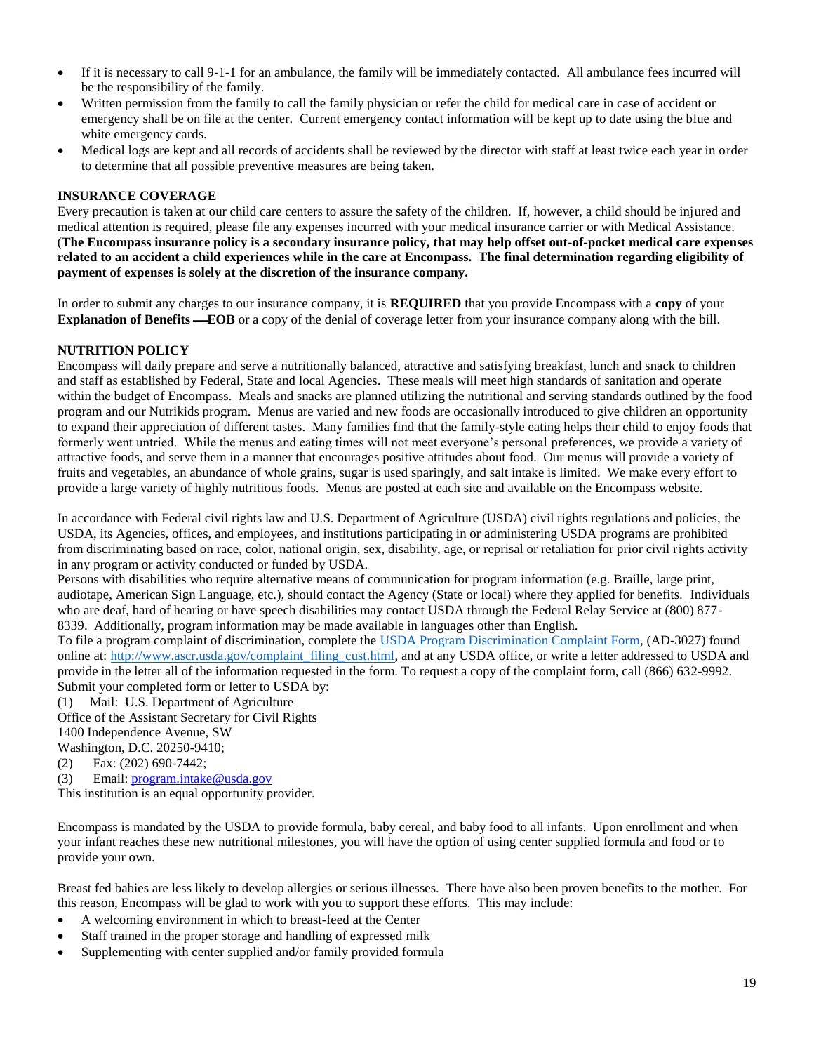- If it is necessary to call 9-1-1 for an ambulance, the family will be immediately contacted. All ambulance fees incurred will be the responsibility of the family.
- Written permission from the family to call the family physician or refer the child for medical care in case of accident or emergency shall be on file at the center. Current emergency contact information will be kept up to date using the blue and white emergency cards.
- Medical logs are kept and all records of accidents shall be reviewed by the director with staff at least twice each year in order to determine that all possible preventive measures are being taken.

**INSURANCE COVERAGE**

Every precaution is taken at our child care centers to assure the safety of the children. If, however, a child should be injured and medical attention is required, please file any expenses incurred with your medical insurance carrier or with Medical Assistance. (**The Encompass insurance policy is a secondary insurance policy, that may help offset out-of-pocket medical care expenses related to an accident a child experiences while in the care at Encompass. The final determination regarding eligibility of payment of expenses is solely at the discretion of the insurance company.**

In order to submit any charges to our insurance company, it is **REQUIRED** that you provide Encompass with a **copy** of your **Explanation of Benefits —EOB** or a copy of the denial of coverage letter from your insurance company along with the bill.

**NUTRITION POLICY**

Encompass will daily prepare and serve a nutritionally balanced, attractive and satisfying breakfast, lunch and snack to children and staff as established by Federal, State and local Agencies. These meals will meet high standards of sanitation and operate within the budget of Encompass. Meals and snacks are planned utilizing the nutritional and serving standards outlined by the food program and our Nutrikids program. Menus are varied and new foods are occasionally introduced to give children an opportunity to expand their appreciation of different tastes. Many families find that the family-style eating helps their child to enjoy foods that formerly went untried. While the menus and eating times will not meet everyone's personal preferences, we provide a variety of attractive foods, and serve them in a manner that encourages positive attitudes about food. Our menus will provide a variety of fruits and vegetables, an abundance of whole grains, sugar is used sparingly, and salt intake is limited. We make every effort to provide a large variety of highly nutritious foods. Menus are posted at each site and available on the Encompass website.

In accordance with Federal civil rights law and U.S. Department of Agriculture (USDA) civil rights regulations and policies, the USDA, its Agencies, offices, and employees, and institutions participating in or administering USDA programs are prohibited from discriminating based on race, color, national origin, sex, disability, age, or reprisal or retaliation for prior civil rights activity in any program or activity conducted or funded by USDA.

Persons with disabilities who require alternative means of communication for program information (e.g. Braille, large print, audiotape, American Sign Language, etc.), should contact the Agency (State or local) where they applied for benefits. Individuals who are deaf, hard of hearing or have speech disabilities may contact USDA through the Federal Relay Service at (800) 877-8339. Additionally, program information may be made available in languages other than English.

To file a program complaint of discrimination, complete the [USDA Program Discrimination Complaint Form](http://www.ascr.usda.gov/complaint_filing_cust.html), (AD-3027) found online at: [http://www.ascr.usda.gov/complaint_filing_cust.html](http://www.ascr.usda.gov/complaint_filing_cust.html), and at any USDA office, or write a letter addressed to USDA and provide in the letter all of the information requested in the form. To request a copy of the complaint form, call (866) 632-9992. Submit your completed form or letter to USDA by:

(1) Mail: U.S. Department of Agriculture
Office of the Assistant Secretary for Civil Rights
1400 Independence Avenue, SW
Washington, D.C. 20250-9410;
(2) Fax: (202) 690-7442;
(3) Email: [program.intake@usda.gov](mailto:program.intake@usda.gov)

This institution is an equal opportunity provider.

Encompass is mandated by the USDA to provide formula, baby cereal, and baby food to all infants. Upon enrollment and when your infant reaches these new nutritional milestones, you will have the option of using center supplied formula and food or to provide your own.

Breast fed babies are less likely to develop allergies or serious illnesses. There have also been proven benefits to the mother. For this reason, Encompass will be glad to work with you to support these efforts. This may include:

- A welcoming environment in which to breast-feed at the Center
- Staff trained in the proper storage and handling of expressed milk
- Supplementing with center supplied and/or family provided formula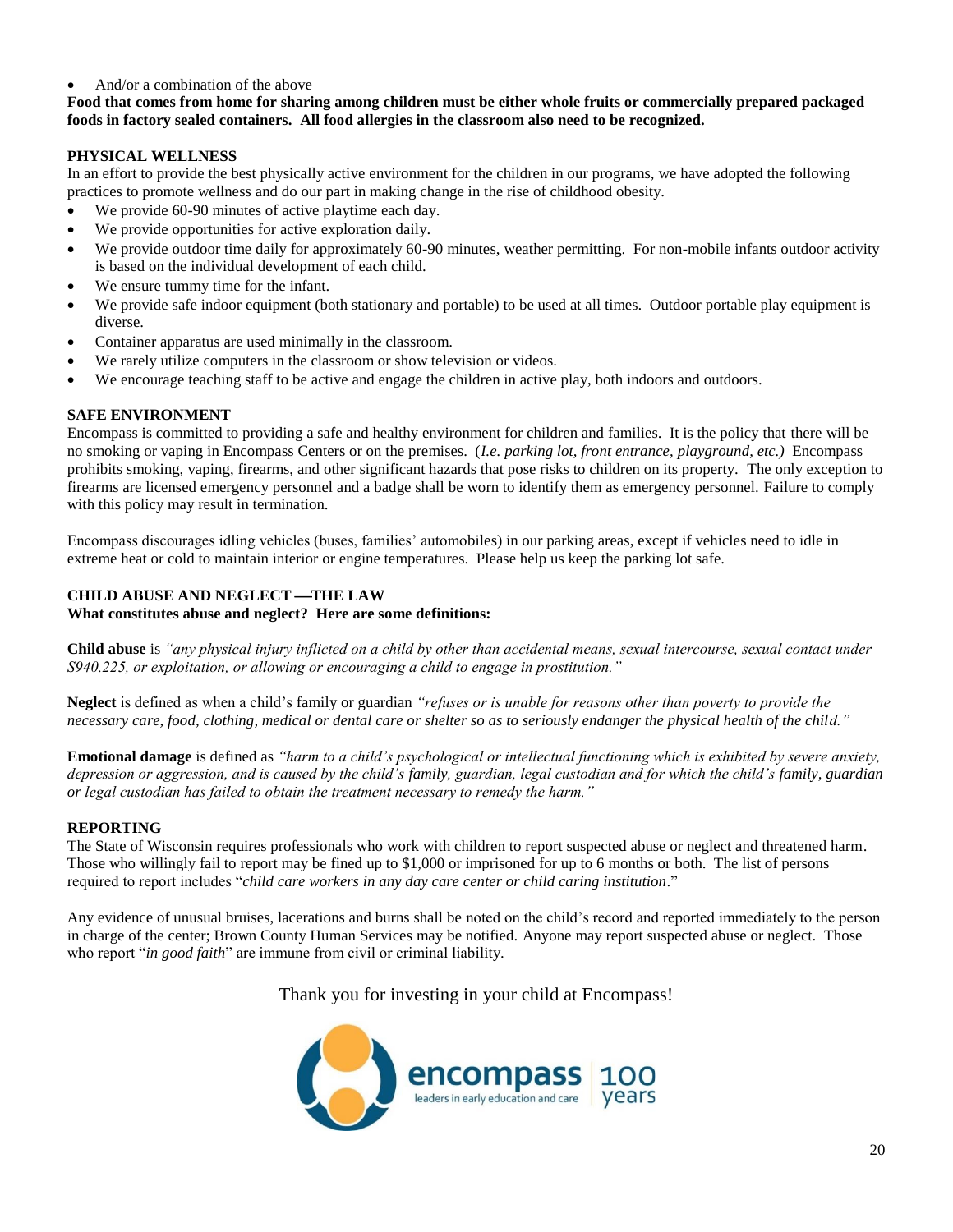- And/or a combination of the above

**Food that comes from home for sharing among children must be either whole fruits or commercially prepared packaged foods in factory sealed containers. All food allergies in the classroom also need to be recognized.**

### PHYSICAL WELLNESS

In an effort to provide the best physically active environment for the children in our programs, we have adopted the following practices to promote wellness and do our part in making change in the rise of childhood obesity.

- We provide 60-90 minutes of active playtime each day.
- We provide opportunities for active exploration daily.
- We provide outdoor time daily for approximately 60-90 minutes, weather permitting. For non-mobile infants outdoor activity is based on the individual development of each child.
- We ensure tummy time for the infant.
- We provide safe indoor equipment (both stationary and portable) to be used at all times. Outdoor portable play equipment is diverse.
- Container apparatus are used minimally in the classroom.
- We rarely utilize computers in the classroom or show television or videos.
- We encourage teaching staff to be active and engage the children in active play, both indoors and outdoors.

### SAFE ENVIRONMENT

Encompass is committed to providing a safe and healthy environment for children and families. It is the policy that there will be no smoking or vaping in Encompass Centers or on the premises. (*I.e. parking lot, front entrance, playground, etc.)* Encompass prohibits smoking, vaping, firearms, and other significant hazards that pose risks to children on its property. The only exception to firearms are licensed emergency personnel and a badge shall be worn to identify them as emergency personnel. Failure to comply with this policy may result in termination.

Encompass discourages idling vehicles (buses, families' automobiles) in our parking areas, except if vehicles need to idle in extreme heat or cold to maintain interior or engine temperatures. Please help us keep the parking lot safe.

### CHILD ABUSE AND NEGLECT —THE LAW

**What constitutes abuse and neglect? Here are some definitions:**

**Child abuse** is *"any physical injury inflicted on a child by other than accidental means, sexual intercourse, sexual contact under S940.225, or exploitation, or allowing or encouraging a child to engage in prostitution."*

**Neglect** is defined as when a child's family or guardian *"refuses or is unable for reasons other than poverty to provide the necessary care, food, clothing, medical or dental care or shelter so as to seriously endanger the physical health of the child."*

**Emotional damage** is defined as *"harm to a child's psychological or intellectual functioning which is exhibited by severe anxiety, depression or aggression, and is caused by the child's family, guardian, legal custodian and for which the child's family, guardian or legal custodian has failed to obtain the treatment necessary to remedy the harm."*

### REPORTING

The State of Wisconsin requires professionals who work with children to report suspected abuse or neglect and threatened harm. Those who willingly fail to report may be fined up to $1,000 or imprisoned for up to 6 months or both. The list of persons required to report includes "*child care workers in any day care center or child caring institution*."

Any evidence of unusual bruises, lacerations and burns shall be noted on the child's record and reported immediately to the person in charge of the center; Brown County Human Services may be notified. Anyone may report suspected abuse or neglect. Those who report "*in good faith*" are immune from civil or criminal liability.

Thank you for investing in your child at Encompass!

encompass — leaders in early education and care | 100 years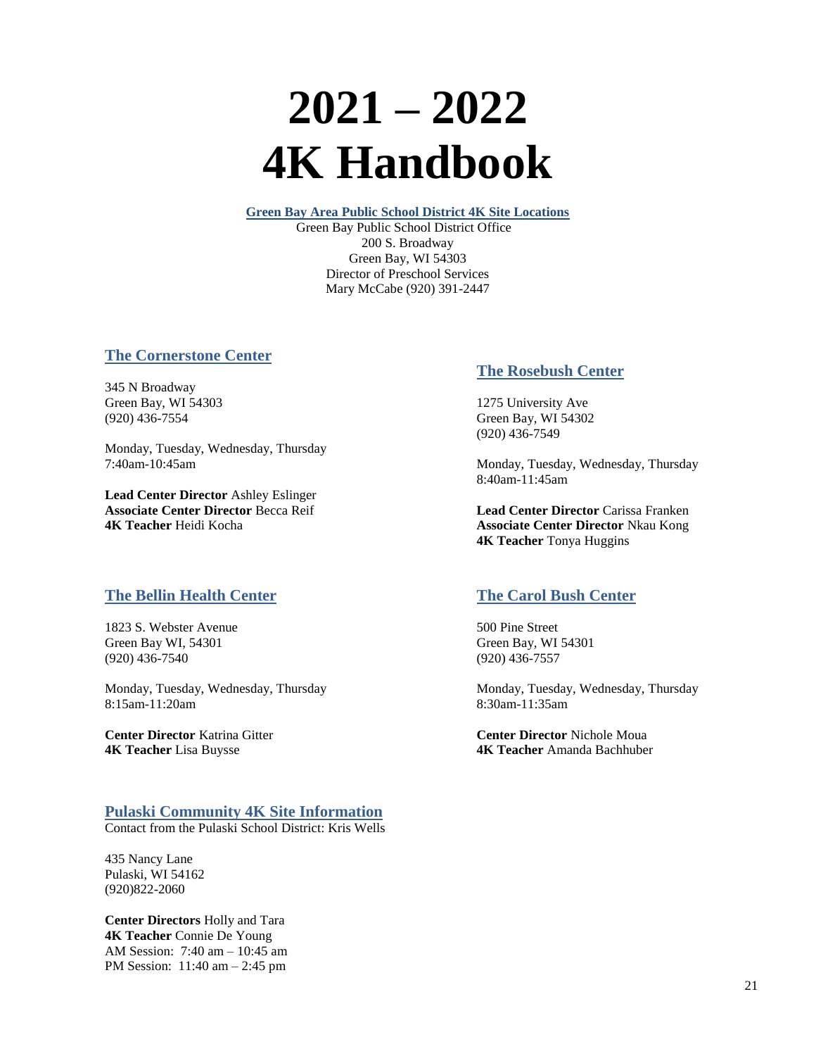# 2021 – 2022 4K Handbook

**Green Bay Area Public School District 4K Site Locations**

Green Bay Public School District Office
200 S. Broadway
Green Bay, WI 54303
Director of Preschool Services
Mary McCabe (920) 391-2447

## The Cornerstone Center

345 N Broadway
Green Bay, WI 54303
(920) 436-7554

Monday, Tuesday, Wednesday, Thursday
7:40am-10:45am

**Lead Center Director** Ashley Eslinger
**Associate Center Director** Becca Reif
**4K Teacher** Heidi Kocha

## The Rosebush Center

1275 University Ave
Green Bay, WI 54302
(920) 436-7549

Monday, Tuesday, Wednesday, Thursday
8:40am-11:45am

**Lead Center Director** Carissa Franken
**Associate Center Director** Nkau Kong
**4K Teacher** Tonya Huggins

## The Bellin Health Center

1823 S. Webster Avenue
Green Bay WI, 54301
(920) 436-7540

Monday, Tuesday, Wednesday, Thursday
8:15am-11:20am

**Center Director** Katrina Gitter
**4K Teacher** Lisa Buysse

## The Carol Bush Center

500 Pine Street
Green Bay, WI 54301
(920) 436-7557

Monday, Tuesday, Wednesday, Thursday
8:30am-11:35am

**Center Director** Nichole Moua
**4K Teacher** Amanda Bachhuber

## Pulaski Community 4K Site Information

Contact from the Pulaski School District: Kris Wells

435 Nancy Lane
Pulaski, WI 54162
(920)822-2060

**Center Directors** Holly and Tara
**4K Teacher** Connie De Young
AM Session: 7:40 am – 10:45 am
PM Session: 11:40 am – 2:45 pm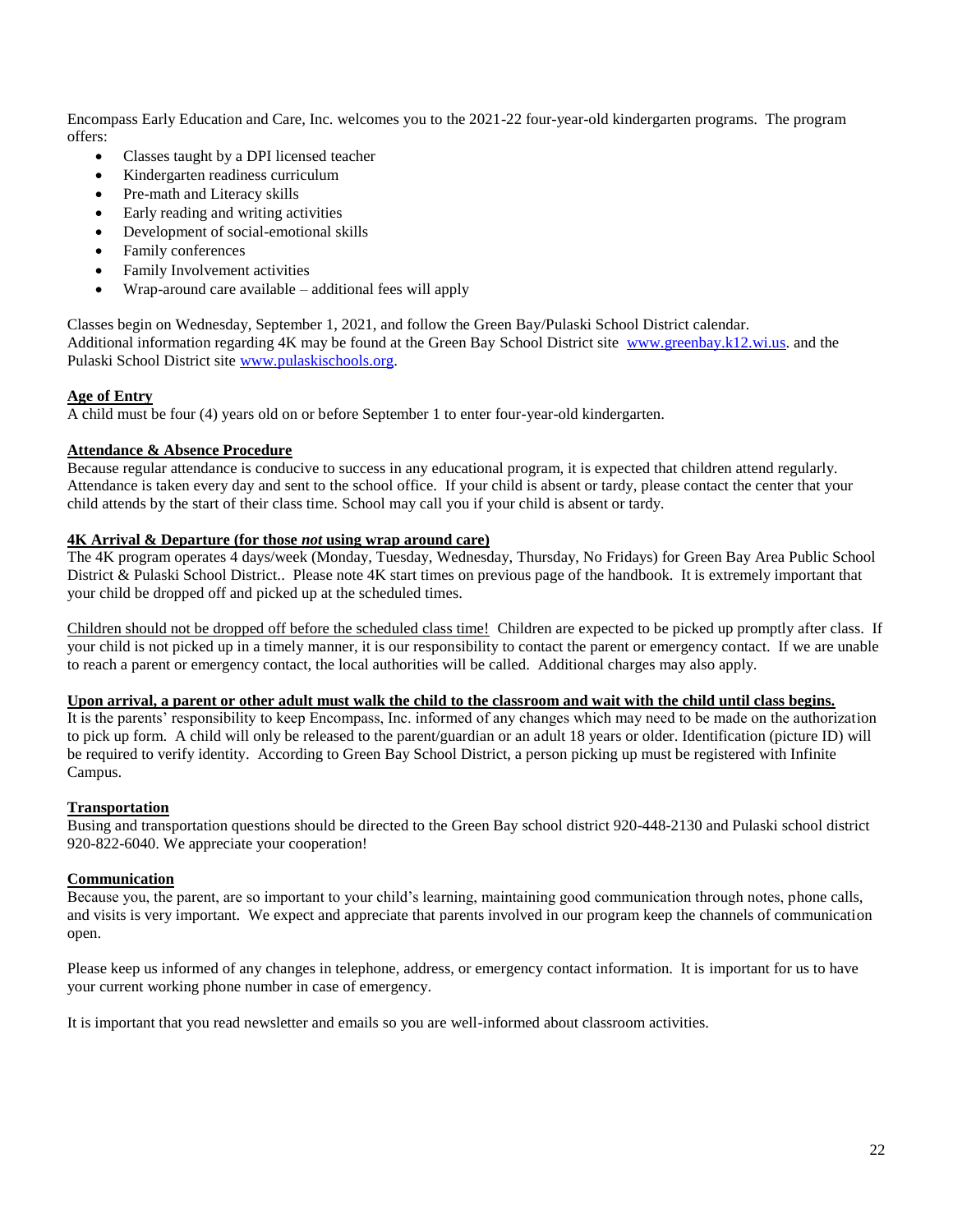Encompass Early Education and Care, Inc. welcomes you to the 2021-22 four-year-old kindergarten programs. The program offers:

- Classes taught by a DPI licensed teacher
- Kindergarten readiness curriculum
- Pre-math and Literacy skills
- Early reading and writing activities
- Development of social-emotional skills
- Family conferences
- Family Involvement activities
- Wrap-around care available – additional fees will apply

Classes begin on Wednesday, September 1, 2021, and follow the Green Bay/Pulaski School District calendar. Additional information regarding 4K may be found at the Green Bay School District site [www.greenbay.k12.wi.us](http://www.greenbay.k12.wi.us). and the Pulaski School District site [www.pulaskischools.org](http://www.pulaskischools.org).

**Age of Entry**

A child must be four (4) years old on or before September 1 to enter four-year-old kindergarten.

**Attendance & Absence Procedure**

Because regular attendance is conducive to success in any educational program, it is expected that children attend regularly. Attendance is taken every day and sent to the school office. If your child is absent or tardy, please contact the center that your child attends by the start of their class time. School may call you if your child is absent or tardy.

**4K Arrival & Departure (for those *not* using wrap around care)**

The 4K program operates 4 days/week (Monday, Tuesday, Wednesday, Thursday, No Fridays) for Green Bay Area Public School District & Pulaski School District.. Please note 4K start times on previous page of the handbook. It is extremely important that your child be dropped off and picked up at the scheduled times.

Children should not be dropped off before the scheduled class time! Children are expected to be picked up promptly after class. If your child is not picked up in a timely manner, it is our responsibility to contact the parent or emergency contact. If we are unable to reach a parent or emergency contact, the local authorities will be called. Additional charges may also apply.

**Upon arrival, a parent or other adult must walk the child to the classroom and wait with the child until class begins.**

It is the parents' responsibility to keep Encompass, Inc. informed of any changes which may need to be made on the authorization to pick up form. A child will only be released to the parent/guardian or an adult 18 years or older. Identification (picture ID) will be required to verify identity. According to Green Bay School District, a person picking up must be registered with Infinite Campus.

**Transportation**

Busing and transportation questions should be directed to the Green Bay school district 920-448-2130 and Pulaski school district 920-822-6040. We appreciate your cooperation!

**Communication**

Because you, the parent, are so important to your child's learning, maintaining good communication through notes, phone calls, and visits is very important. We expect and appreciate that parents involved in our program keep the channels of communication open.

Please keep us informed of any changes in telephone, address, or emergency contact information. It is important for us to have your current working phone number in case of emergency.

It is important that you read newsletter and emails so you are well-informed about classroom activities.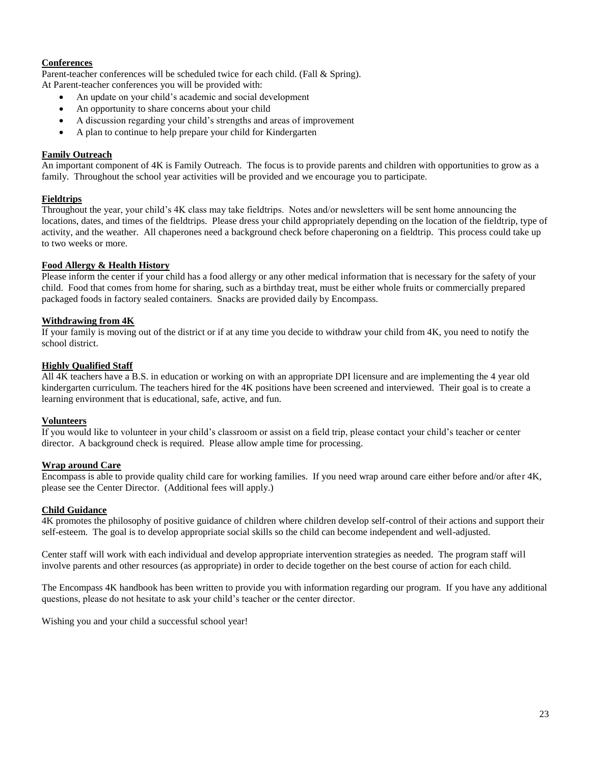**Conferences**

Parent-teacher conferences will be scheduled twice for each child. (Fall & Spring).
At Parent-teacher conferences you will be provided with:

- An update on your child's academic and social development
- An opportunity to share concerns about your child
- A discussion regarding your child's strengths and areas of improvement
- A plan to continue to help prepare your child for Kindergarten

**Family Outreach**

An important component of 4K is Family Outreach. The focus is to provide parents and children with opportunities to grow as a family. Throughout the school year activities will be provided and we encourage you to participate.

**Fieldtrips**

Throughout the year, your child's 4K class may take fieldtrips. Notes and/or newsletters will be sent home announcing the locations, dates, and times of the fieldtrips. Please dress your child appropriately depending on the location of the fieldtrip, type of activity, and the weather. All chaperones need a background check before chaperoning on a fieldtrip. This process could take up to two weeks or more.

**Food Allergy & Health History**

Please inform the center if your child has a food allergy or any other medical information that is necessary for the safety of your child. Food that comes from home for sharing, such as a birthday treat, must be either whole fruits or commercially prepared packaged foods in factory sealed containers. Snacks are provided daily by Encompass.

**Withdrawing from 4K**

If your family is moving out of the district or if at any time you decide to withdraw your child from 4K, you need to notify the school district.

**Highly Qualified Staff**

All 4K teachers have a B.S. in education or working on with an appropriate DPI licensure and are implementing the 4 year old kindergarten curriculum. The teachers hired for the 4K positions have been screened and interviewed. Their goal is to create a learning environment that is educational, safe, active, and fun.

**Volunteers**

If you would like to volunteer in your child's classroom or assist on a field trip, please contact your child's teacher or center director. A background check is required. Please allow ample time for processing.

**Wrap around Care**

Encompass is able to provide quality child care for working families. If you need wrap around care either before and/or after 4K, please see the Center Director. (Additional fees will apply.)

**Child Guidance**

4K promotes the philosophy of positive guidance of children where children develop self-control of their actions and support their self-esteem. The goal is to develop appropriate social skills so the child can become independent and well-adjusted.

Center staff will work with each individual and develop appropriate intervention strategies as needed. The program staff will involve parents and other resources (as appropriate) in order to decide together on the best course of action for each child.

The Encompass 4K handbook has been written to provide you with information regarding our program. If you have any additional questions, please do not hesitate to ask your child's teacher or the center director.

Wishing you and your child a successful school year!